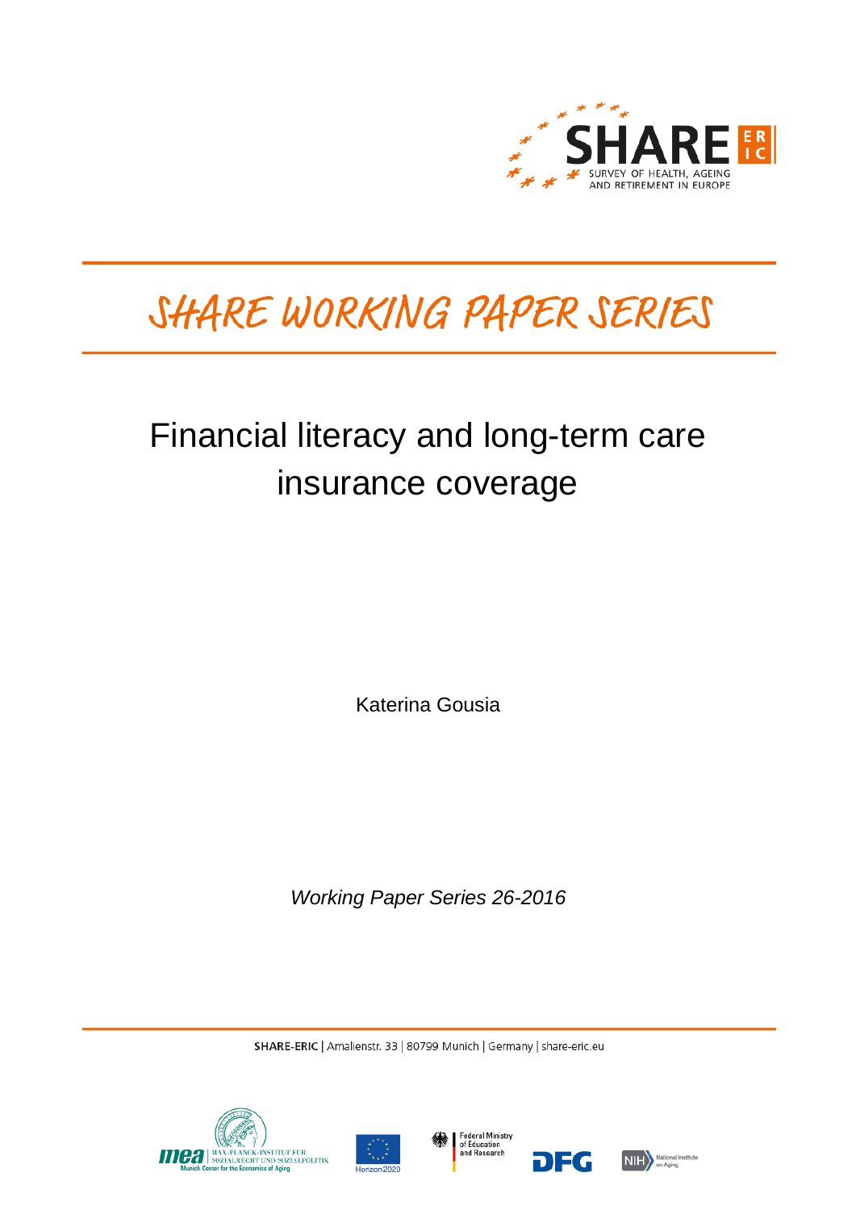SHARE SURVEY OF HEALTH, AGEING AND RETIREMENT IN EUROPE

# SHARE WORKING PAPER SERIES

# Financial literacy and long-term care insurance coverage

Katerina Gousia

*Working Paper Series 26-2016*

SHARE-ERIC | Amalienstr. 33 | 80799 Munich | Germany | share-eric.eu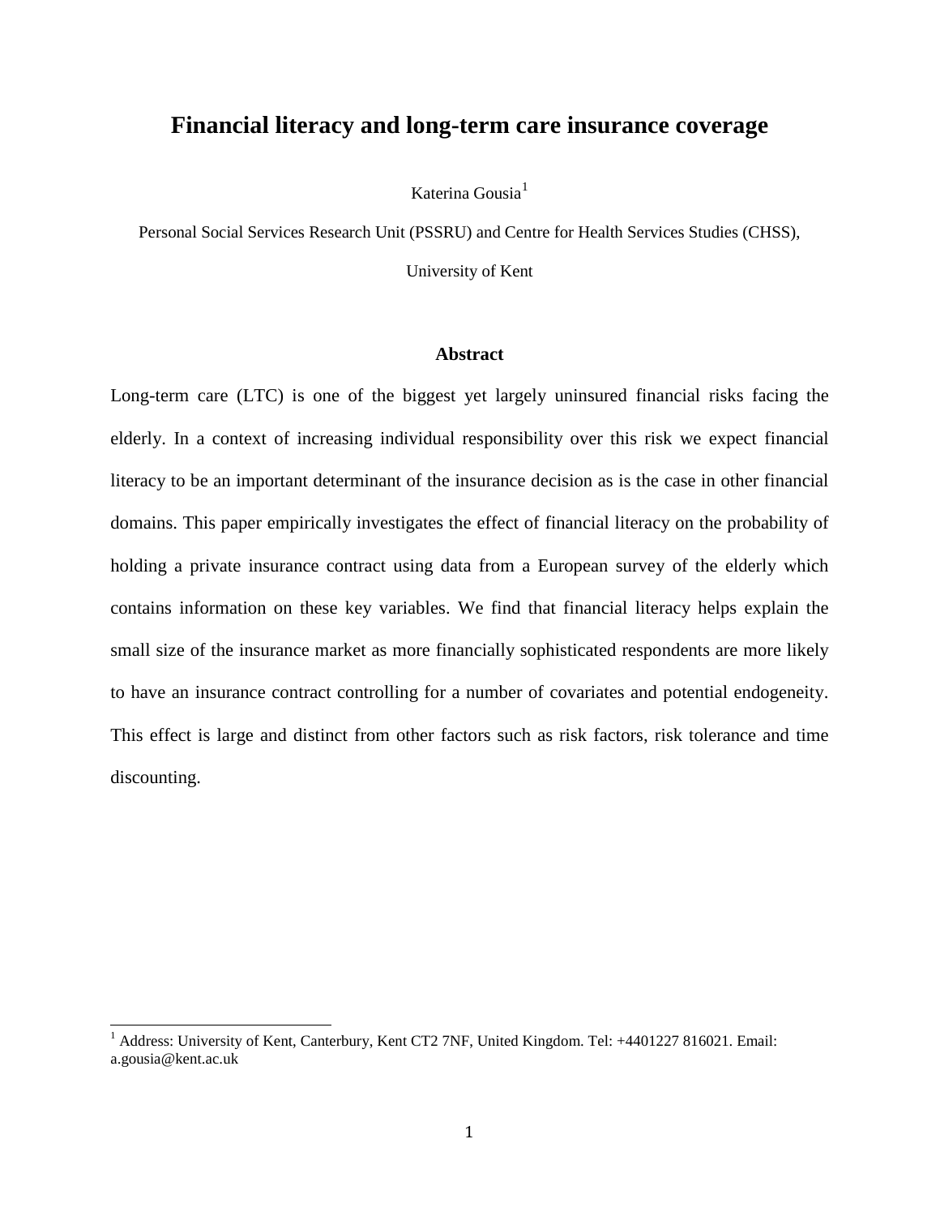# Financial literacy and long-term care insurance coverage

Katerina Gousia[1]

Personal Social Services Research Unit (PSSRU) and Centre for Health Services Studies (CHSS), University of Kent

## Abstract

Long-term care (LTC) is one of the biggest yet largely uninsured financial risks facing the elderly. In a context of increasing individual responsibility over this risk we expect financial literacy to be an important determinant of the insurance decision as is the case in other financial domains. This paper empirically investigates the effect of financial literacy on the probability of holding a private insurance contract using data from a European survey of the elderly which contains information on these key variables. We find that financial literacy helps explain the small size of the insurance market as more financially sophisticated respondents are more likely to have an insurance contract controlling for a number of covariates and potential endogeneity. This effect is large and distinct from other factors such as risk factors, risk tolerance and time discounting.

[1] Address: University of Kent, Canterbury, Kent CT2 7NF, United Kingdom. Tel: +4401227 816021. Email: a.gousia@kent.ac.uk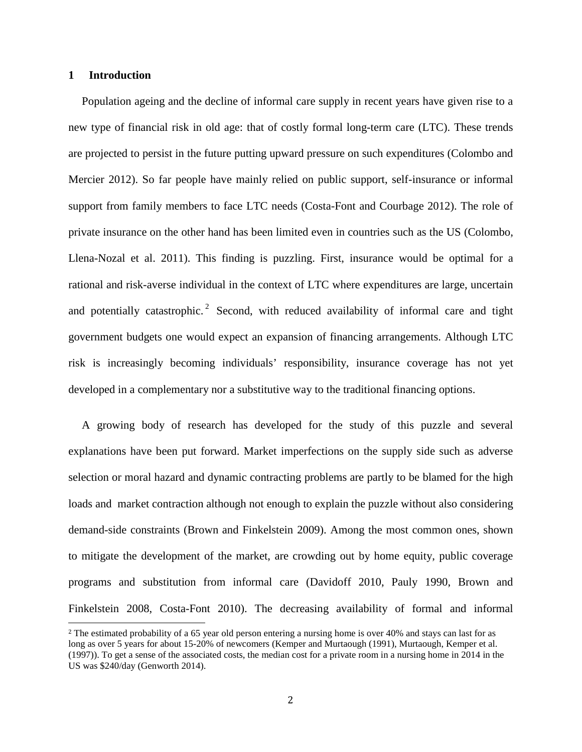## 1 Introduction

Population ageing and the decline of informal care supply in recent years have given rise to a new type of financial risk in old age: that of costly formal long-term care (LTC). These trends are projected to persist in the future putting upward pressure on such expenditures (Colombo and Mercier 2012). So far people have mainly relied on public support, self-insurance or informal support from family members to face LTC needs (Costa-Font and Courbage 2012). The role of private insurance on the other hand has been limited even in countries such as the US (Colombo, Llena-Nozal et al. 2011). This finding is puzzling. First, insurance would be optimal for a rational and risk-averse individual in the context of LTC where expenditures are large, uncertain and potentially catastrophic.[2] Second, with reduced availability of informal care and tight government budgets one would expect an expansion of financing arrangements. Although LTC risk is increasingly becoming individuals' responsibility, insurance coverage has not yet developed in a complementary nor a substitutive way to the traditional financing options.

A growing body of research has developed for the study of this puzzle and several explanations have been put forward. Market imperfections on the supply side such as adverse selection or moral hazard and dynamic contracting problems are partly to be blamed for the high loads and market contraction although not enough to explain the puzzle without also considering demand-side constraints (Brown and Finkelstein 2009). Among the most common ones, shown to mitigate the development of the market, are crowding out by home equity, public coverage programs and substitution from informal care (Davidoff 2010, Pauly 1990, Brown and Finkelstein 2008, Costa-Font 2010). The decreasing availability of formal and informal

[2] The estimated probability of a 65 year old person entering a nursing home is over 40% and stays can last for as long as over 5 years for about 15-20% of newcomers (Kemper and Murtaough (1991), Murtaough, Kemper et al. (1997)). To get a sense of the associated costs, the median cost for a private room in a nursing home in 2014 in the US was $240/day (Genworth 2014).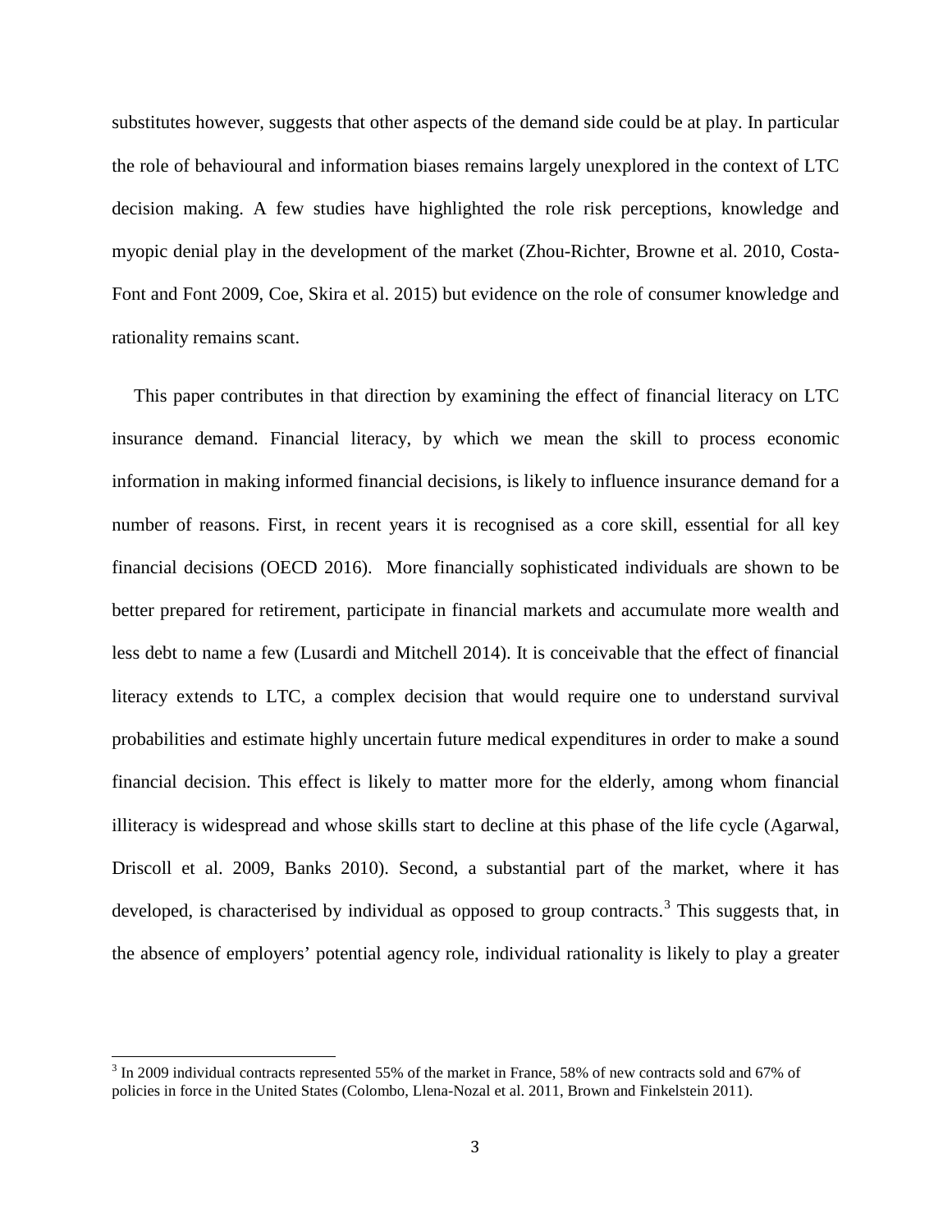substitutes however, suggests that other aspects of the demand side could be at play. In particular the role of behavioural and information biases remains largely unexplored in the context of LTC decision making. A few studies have highlighted the role risk perceptions, knowledge and myopic denial play in the development of the market (Zhou-Richter, Browne et al. 2010, Costa-Font and Font 2009, Coe, Skira et al. 2015) but evidence on the role of consumer knowledge and rationality remains scant.

This paper contributes in that direction by examining the effect of financial literacy on LTC insurance demand. Financial literacy, by which we mean the skill to process economic information in making informed financial decisions, is likely to influence insurance demand for a number of reasons. First, in recent years it is recognised as a core skill, essential for all key financial decisions (OECD 2016). More financially sophisticated individuals are shown to be better prepared for retirement, participate in financial markets and accumulate more wealth and less debt to name a few (Lusardi and Mitchell 2014). It is conceivable that the effect of financial literacy extends to LTC, a complex decision that would require one to understand survival probabilities and estimate highly uncertain future medical expenditures in order to make a sound financial decision. This effect is likely to matter more for the elderly, among whom financial illiteracy is widespread and whose skills start to decline at this phase of the life cycle (Agarwal, Driscoll et al. 2009, Banks 2010). Second, a substantial part of the market, where it has developed, is characterised by individual as opposed to group contracts.[3] This suggests that, in the absence of employers' potential agency role, individual rationality is likely to play a greater

[3] In 2009 individual contracts represented 55% of the market in France, 58% of new contracts sold and 67% of policies in force in the United States (Colombo, Llena-Nozal et al. 2011, Brown and Finkelstein 2011).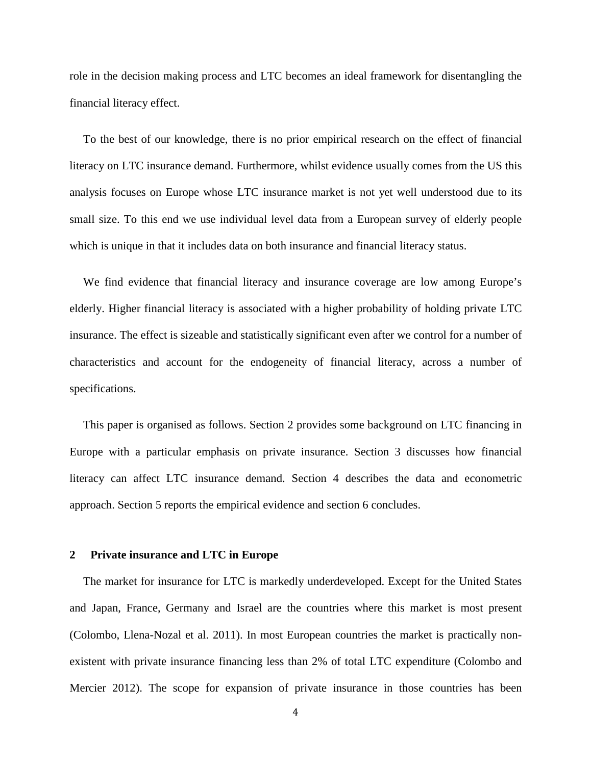role in the decision making process and LTC becomes an ideal framework for disentangling the financial literacy effect.

To the best of our knowledge, there is no prior empirical research on the effect of financial literacy on LTC insurance demand. Furthermore, whilst evidence usually comes from the US this analysis focuses on Europe whose LTC insurance market is not yet well understood due to its small size. To this end we use individual level data from a European survey of elderly people which is unique in that it includes data on both insurance and financial literacy status.

We find evidence that financial literacy and insurance coverage are low among Europe's elderly. Higher financial literacy is associated with a higher probability of holding private LTC insurance. The effect is sizeable and statistically significant even after we control for a number of characteristics and account for the endogeneity of financial literacy, across a number of specifications.

This paper is organised as follows. Section 2 provides some background on LTC financing in Europe with a particular emphasis on private insurance. Section 3 discusses how financial literacy can affect LTC insurance demand. Section 4 describes the data and econometric approach. Section 5 reports the empirical evidence and section 6 concludes.

## 2 Private insurance and LTC in Europe

The market for insurance for LTC is markedly underdeveloped. Except for the United States and Japan, France, Germany and Israel are the countries where this market is most present (Colombo, Llena-Nozal et al. 2011). In most European countries the market is practically non-existent with private insurance financing less than 2% of total LTC expenditure (Colombo and Mercier 2012). The scope for expansion of private insurance in those countries has been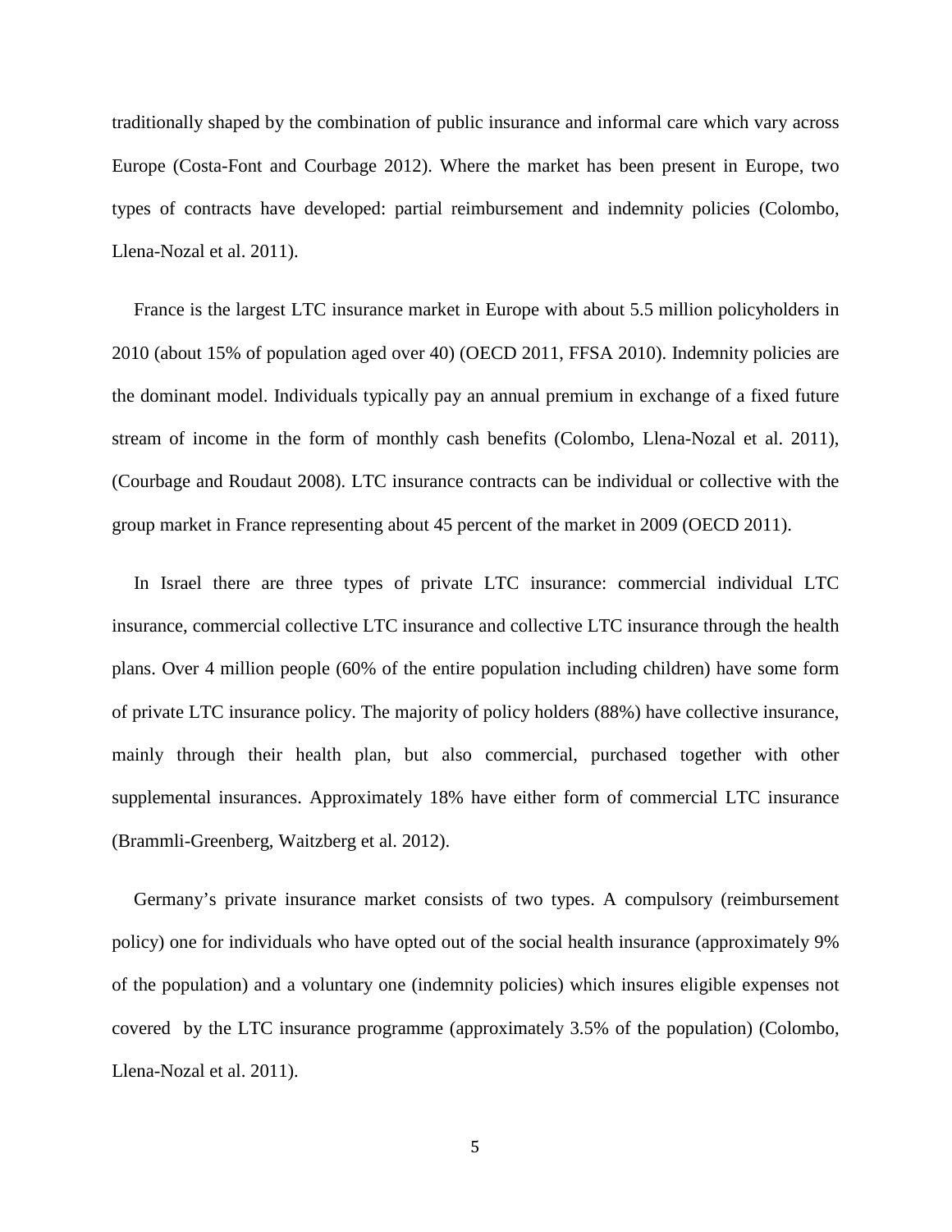traditionally shaped by the combination of public insurance and informal care which vary across Europe (Costa-Font and Courbage 2012). Where the market has been present in Europe, two types of contracts have developed: partial reimbursement and indemnity policies (Colombo, Llena-Nozal et al. 2011).

France is the largest LTC insurance market in Europe with about 5.5 million policyholders in 2010 (about 15% of population aged over 40) (OECD 2011, FFSA 2010). Indemnity policies are the dominant model. Individuals typically pay an annual premium in exchange of a fixed future stream of income in the form of monthly cash benefits (Colombo, Llena-Nozal et al. 2011), (Courbage and Roudaut 2008). LTC insurance contracts can be individual or collective with the group market in France representing about 45 percent of the market in 2009 (OECD 2011).

In Israel there are three types of private LTC insurance: commercial individual LTC insurance, commercial collective LTC insurance and collective LTC insurance through the health plans. Over 4 million people (60% of the entire population including children) have some form of private LTC insurance policy. The majority of policy holders (88%) have collective insurance, mainly through their health plan, but also commercial, purchased together with other supplemental insurances. Approximately 18% have either form of commercial LTC insurance (Brammli-Greenberg, Waitzberg et al. 2012).

Germany's private insurance market consists of two types. A compulsory (reimbursement policy) one for individuals who have opted out of the social health insurance (approximately 9% of the population) and a voluntary one (indemnity policies) which insures eligible expenses not covered by the LTC insurance programme (approximately 3.5% of the population) (Colombo, Llena-Nozal et al. 2011).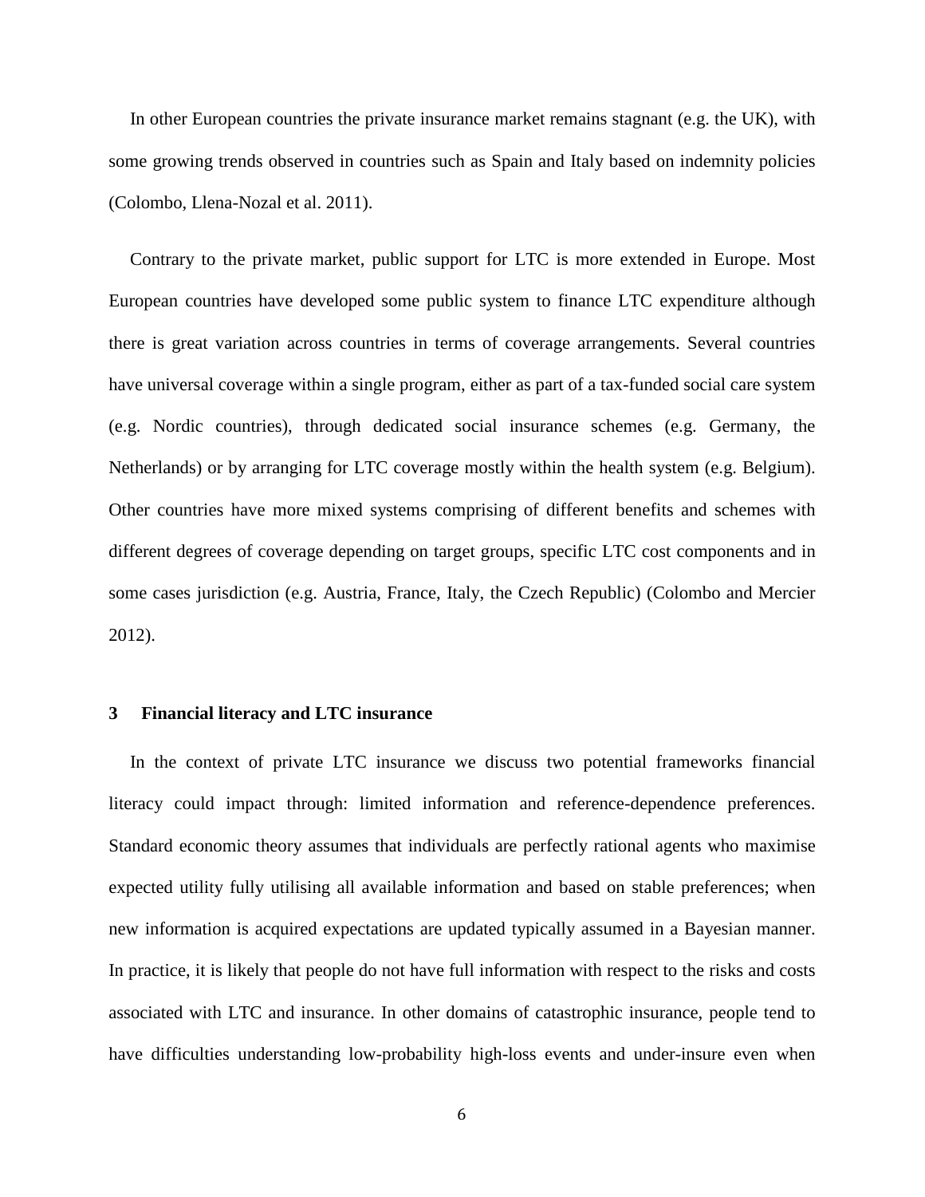In other European countries the private insurance market remains stagnant (e.g. the UK), with some growing trends observed in countries such as Spain and Italy based on indemnity policies (Colombo, Llena-Nozal et al. 2011).

Contrary to the private market, public support for LTC is more extended in Europe. Most European countries have developed some public system to finance LTC expenditure although there is great variation across countries in terms of coverage arrangements. Several countries have universal coverage within a single program, either as part of a tax-funded social care system (e.g. Nordic countries), through dedicated social insurance schemes (e.g. Germany, the Netherlands) or by arranging for LTC coverage mostly within the health system (e.g. Belgium). Other countries have more mixed systems comprising of different benefits and schemes with different degrees of coverage depending on target groups, specific LTC cost components and in some cases jurisdiction (e.g. Austria, France, Italy, the Czech Republic) (Colombo and Mercier 2012).

## 3 Financial literacy and LTC insurance

In the context of private LTC insurance we discuss two potential frameworks financial literacy could impact through: limited information and reference-dependence preferences. Standard economic theory assumes that individuals are perfectly rational agents who maximise expected utility fully utilising all available information and based on stable preferences; when new information is acquired expectations are updated typically assumed in a Bayesian manner. In practice, it is likely that people do not have full information with respect to the risks and costs associated with LTC and insurance. In other domains of catastrophic insurance, people tend to have difficulties understanding low-probability high-loss events and under-insure even when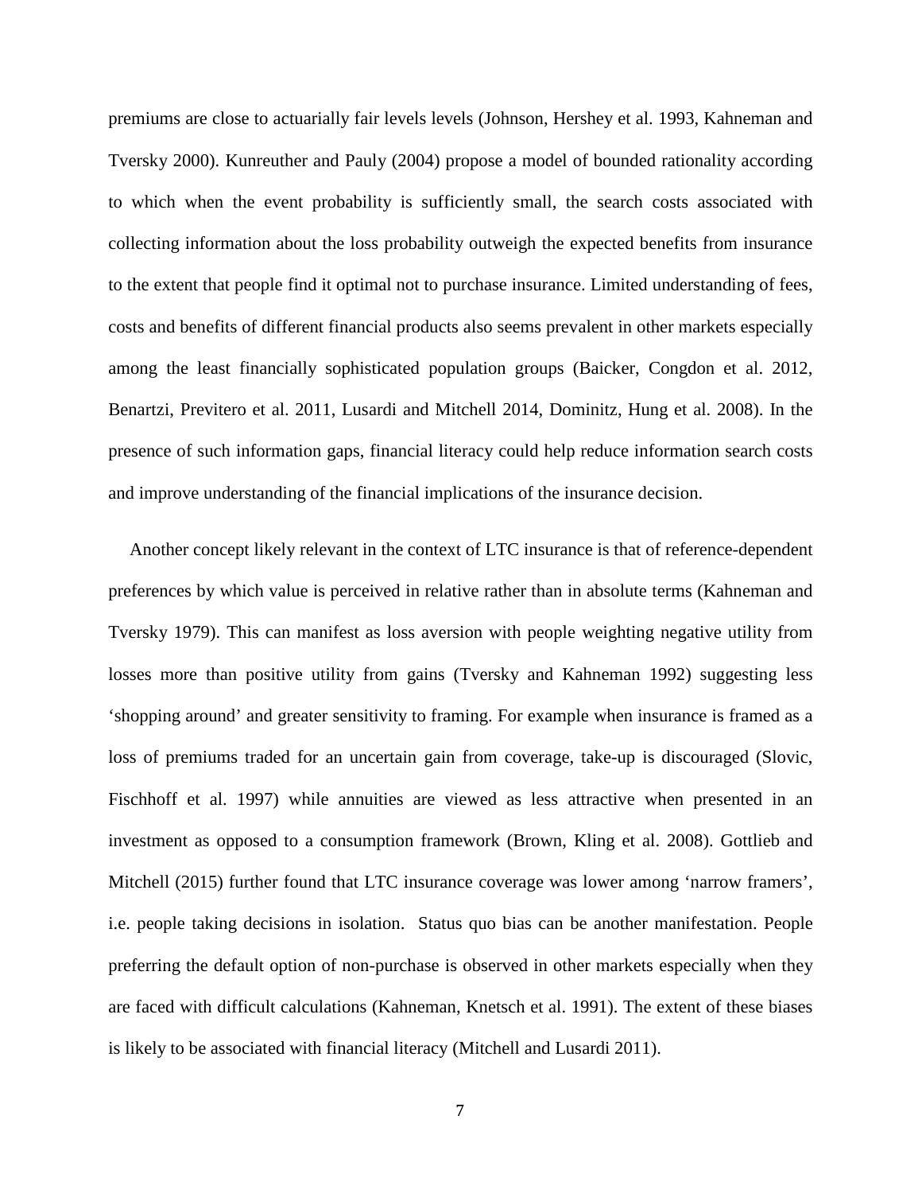premiums are close to actuarially fair levels levels (Johnson, Hershey et al. 1993, Kahneman and Tversky 2000). Kunreuther and Pauly (2004) propose a model of bounded rationality according to which when the event probability is sufficiently small, the search costs associated with collecting information about the loss probability outweigh the expected benefits from insurance to the extent that people find it optimal not to purchase insurance. Limited understanding of fees, costs and benefits of different financial products also seems prevalent in other markets especially among the least financially sophisticated population groups (Baicker, Congdon et al. 2012, Benartzi, Previtero et al. 2011, Lusardi and Mitchell 2014, Dominitz, Hung et al. 2008). In the presence of such information gaps, financial literacy could help reduce information search costs and improve understanding of the financial implications of the insurance decision.

Another concept likely relevant in the context of LTC insurance is that of reference-dependent preferences by which value is perceived in relative rather than in absolute terms (Kahneman and Tversky 1979). This can manifest as loss aversion with people weighting negative utility from losses more than positive utility from gains (Tversky and Kahneman 1992) suggesting less 'shopping around' and greater sensitivity to framing. For example when insurance is framed as a loss of premiums traded for an uncertain gain from coverage, take-up is discouraged (Slovic, Fischhoff et al. 1997) while annuities are viewed as less attractive when presented in an investment as opposed to a consumption framework (Brown, Kling et al. 2008). Gottlieb and Mitchell (2015) further found that LTC insurance coverage was lower among 'narrow framers', i.e. people taking decisions in isolation. Status quo bias can be another manifestation. People preferring the default option of non-purchase is observed in other markets especially when they are faced with difficult calculations (Kahneman, Knetsch et al. 1991). The extent of these biases is likely to be associated with financial literacy (Mitchell and Lusardi 2011).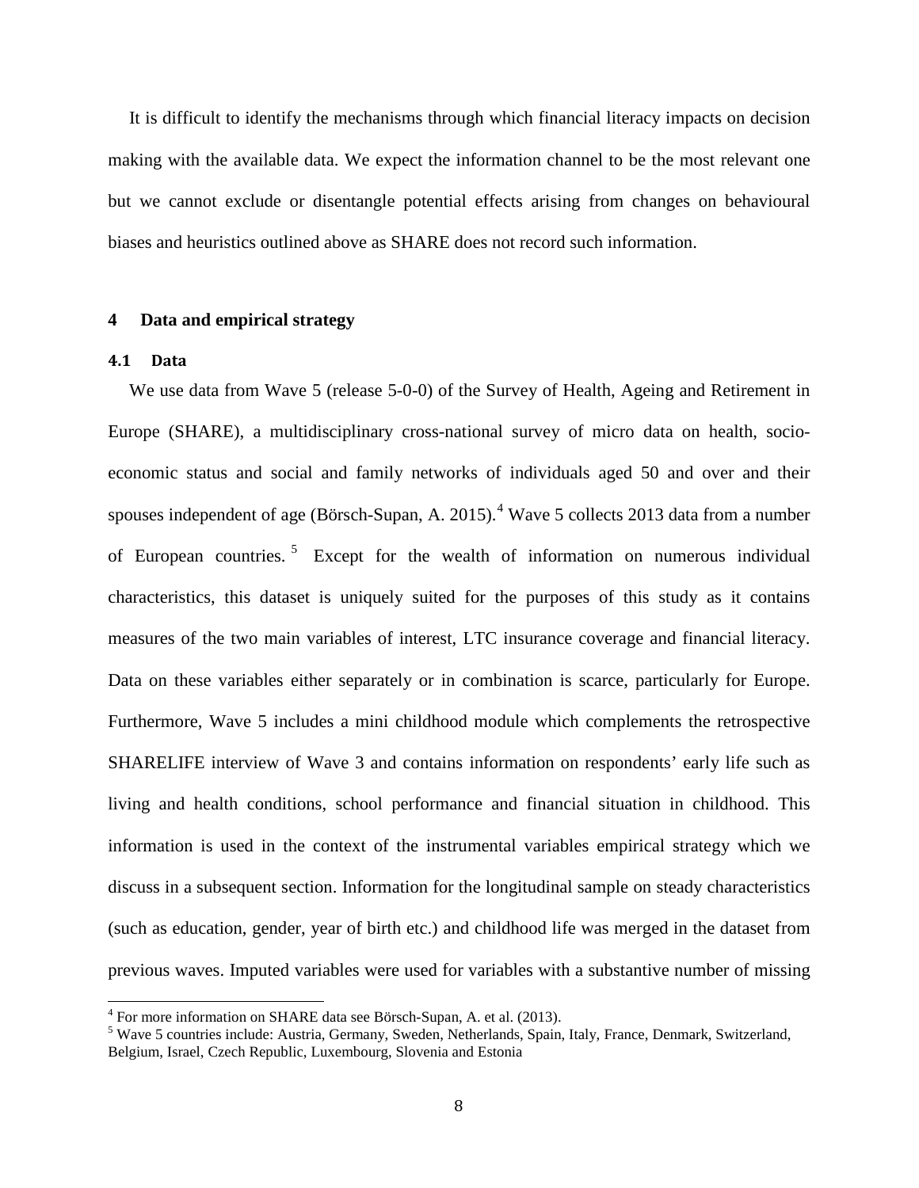It is difficult to identify the mechanisms through which financial literacy impacts on decision making with the available data. We expect the information channel to be the most relevant one but we cannot exclude or disentangle potential effects arising from changes on behavioural biases and heuristics outlined above as SHARE does not record such information.

## 4 Data and empirical strategy

### 4.1 Data

We use data from Wave 5 (release 5-0-0) of the Survey of Health, Ageing and Retirement in Europe (SHARE), a multidisciplinary cross-national survey of micro data on health, socio-economic status and social and family networks of individuals aged 50 and over and their spouses independent of age (Börsch-Supan, A. 2015).[4] Wave 5 collects 2013 data from a number of European countries.[5] Except for the wealth of information on numerous individual characteristics, this dataset is uniquely suited for the purposes of this study as it contains measures of the two main variables of interest, LTC insurance coverage and financial literacy. Data on these variables either separately or in combination is scarce, particularly for Europe. Furthermore, Wave 5 includes a mini childhood module which complements the retrospective SHARELIFE interview of Wave 3 and contains information on respondents' early life such as living and health conditions, school performance and financial situation in childhood. This information is used in the context of the instrumental variables empirical strategy which we discuss in a subsequent section. Information for the longitudinal sample on steady characteristics (such as education, gender, year of birth etc.) and childhood life was merged in the dataset from previous waves. Imputed variables were used for variables with a substantive number of missing

[4] For more information on SHARE data see Börsch-Supan, A. et al. (2013).

[5] Wave 5 countries include: Austria, Germany, Sweden, Netherlands, Spain, Italy, France, Denmark, Switzerland, Belgium, Israel, Czech Republic, Luxembourg, Slovenia and Estonia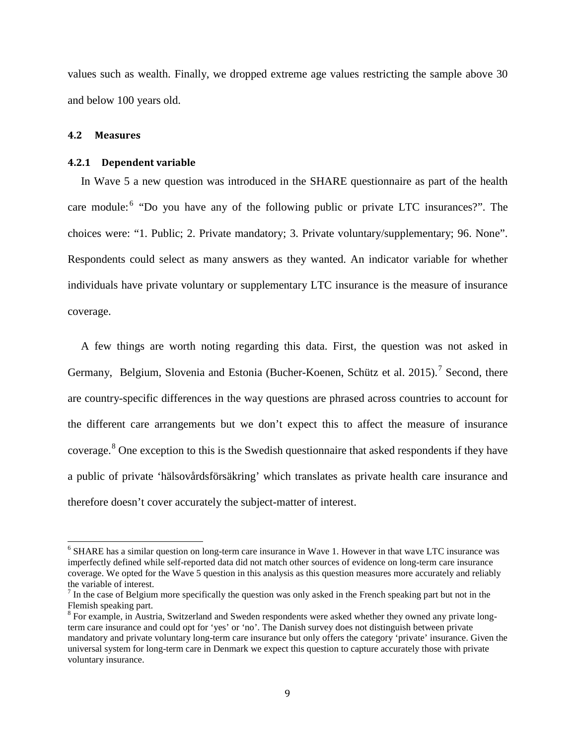values such as wealth. Finally, we dropped extreme age values restricting the sample above 30 and below 100 years old.

### 4.2 Measures

#### 4.2.1 Dependent variable

In Wave 5 a new question was introduced in the SHARE questionnaire as part of the health care module:[6] "Do you have any of the following public or private LTC insurances?". The choices were: "1. Public; 2. Private mandatory; 3. Private voluntary/supplementary; 96. None". Respondents could select as many answers as they wanted. An indicator variable for whether individuals have private voluntary or supplementary LTC insurance is the measure of insurance coverage.

A few things are worth noting regarding this data. First, the question was not asked in Germany, Belgium, Slovenia and Estonia (Bucher-Koenen, Schütz et al. 2015).[7] Second, there are country-specific differences in the way questions are phrased across countries to account for the different care arrangements but we don't expect this to affect the measure of insurance coverage.[8] One exception to this is the Swedish questionnaire that asked respondents if they have a public of private 'hälsovårdsförsäkring' which translates as private health care insurance and therefore doesn't cover accurately the subject-matter of interest.

---

[6] SHARE has a similar question on long-term care insurance in Wave 1. However in that wave LTC insurance was imperfectly defined while self-reported data did not match other sources of evidence on long-term care insurance coverage. We opted for the Wave 5 question in this analysis as this question measures more accurately and reliably the variable of interest.

[7] In the case of Belgium more specifically the question was only asked in the French speaking part but not in the Flemish speaking part.

[8] For example, in Austria, Switzerland and Sweden respondents were asked whether they owned any private long-term care insurance and could opt for 'yes' or 'no'. The Danish survey does not distinguish between private mandatory and private voluntary long-term care insurance but only offers the category 'private' insurance. Given the universal system for long-term care in Denmark we expect this question to capture accurately those with private voluntary insurance.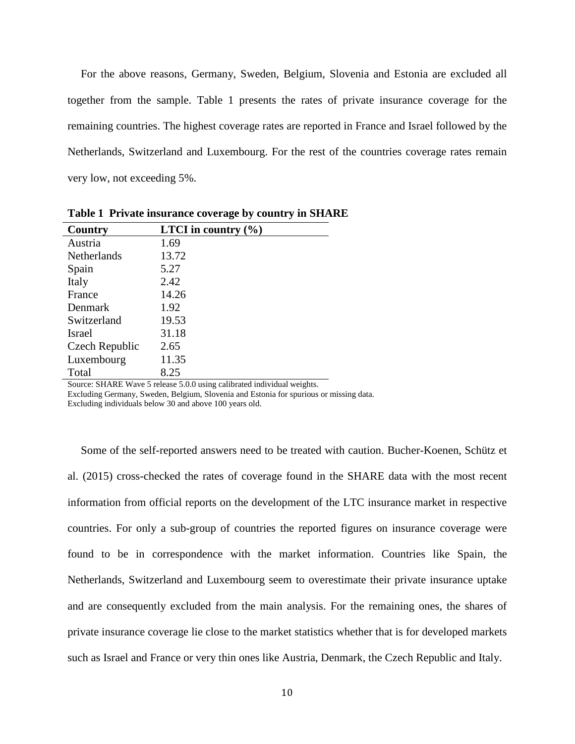For the above reasons, Germany, Sweden, Belgium, Slovenia and Estonia are excluded all together from the sample. Table 1 presents the rates of private insurance coverage for the remaining countries. The highest coverage rates are reported in France and Israel followed by the Netherlands, Switzerland and Luxembourg. For the rest of the countries coverage rates remain very low, not exceeding 5%.

**Table 1 Private insurance coverage by country in SHARE**

| Country | LTCI in country (%) |
|---|---|
| Austria | 1.69 |
| Netherlands | 13.72 |
| Spain | 5.27 |
| Italy | 2.42 |
| France | 14.26 |
| Denmark | 1.92 |
| Switzerland | 19.53 |
| Israel | 31.18 |
| Czech Republic | 2.65 |
| Luxembourg | 11.35 |
| Total | 8.25 |

Source: SHARE Wave 5 release 5.0.0 using calibrated individual weights.
Excluding Germany, Sweden, Belgium, Slovenia and Estonia for spurious or missing data.
Excluding individuals below 30 and above 100 years old.

Some of the self-reported answers need to be treated with caution. Bucher-Koenen, Schütz et al. (2015) cross-checked the rates of coverage found in the SHARE data with the most recent information from official reports on the development of the LTC insurance market in respective countries. For only a sub-group of countries the reported figures on insurance coverage were found to be in correspondence with the market information. Countries like Spain, the Netherlands, Switzerland and Luxembourg seem to overestimate their private insurance uptake and are consequently excluded from the main analysis. For the remaining ones, the shares of private insurance coverage lie close to the market statistics whether that is for developed markets such as Israel and France or very thin ones like Austria, Denmark, the Czech Republic and Italy.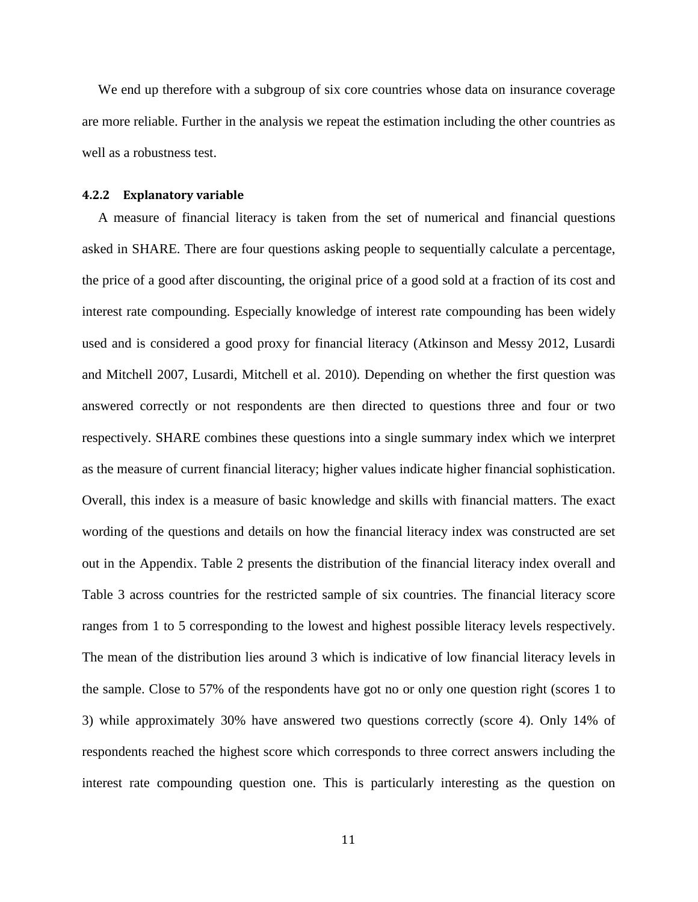We end up therefore with a subgroup of six core countries whose data on insurance coverage are more reliable. Further in the analysis we repeat the estimation including the other countries as well as a robustness test.

#### 4.2.2 Explanatory variable

A measure of financial literacy is taken from the set of numerical and financial questions asked in SHARE. There are four questions asking people to sequentially calculate a percentage, the price of a good after discounting, the original price of a good sold at a fraction of its cost and interest rate compounding. Especially knowledge of interest rate compounding has been widely used and is considered a good proxy for financial literacy (Atkinson and Messy 2012, Lusardi and Mitchell 2007, Lusardi, Mitchell et al. 2010). Depending on whether the first question was answered correctly or not respondents are then directed to questions three and four or two respectively. SHARE combines these questions into a single summary index which we interpret as the measure of current financial literacy; higher values indicate higher financial sophistication. Overall, this index is a measure of basic knowledge and skills with financial matters. The exact wording of the questions and details on how the financial literacy index was constructed are set out in the Appendix. Table 2 presents the distribution of the financial literacy index overall and Table 3 across countries for the restricted sample of six countries. The financial literacy score ranges from 1 to 5 corresponding to the lowest and highest possible literacy levels respectively. The mean of the distribution lies around 3 which is indicative of low financial literacy levels in the sample. Close to 57% of the respondents have got no or only one question right (scores 1 to 3) while approximately 30% have answered two questions correctly (score 4). Only 14% of respondents reached the highest score which corresponds to three correct answers including the interest rate compounding question one. This is particularly interesting as the question on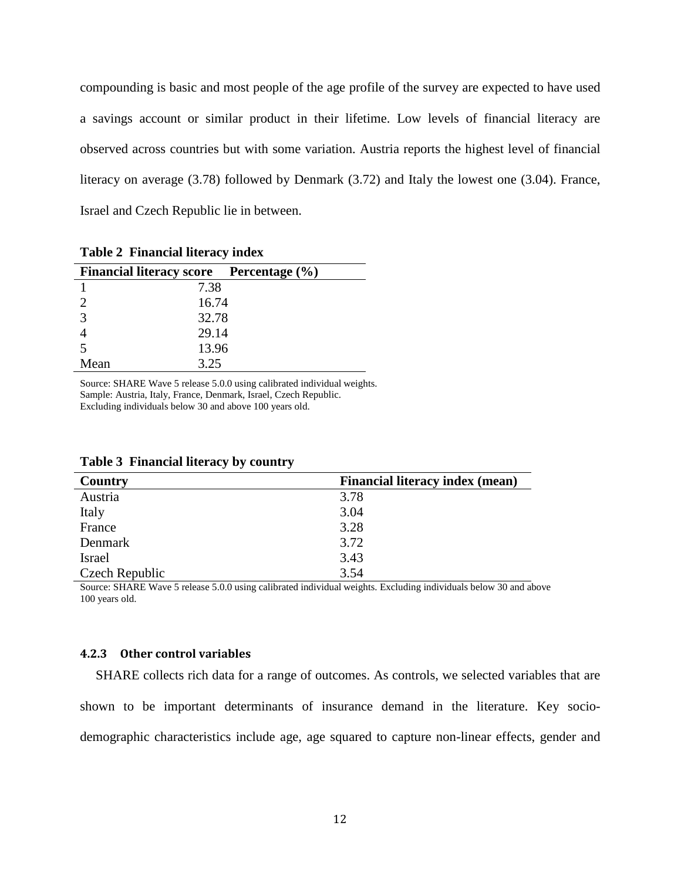compounding is basic and most people of the age profile of the survey are expected to have used a savings account or similar product in their lifetime. Low levels of financial literacy are observed across countries but with some variation. Austria reports the highest level of financial literacy on average (3.78) followed by Denmark (3.72) and Italy the lowest one (3.04). France, Israel and Czech Republic lie in between.

**Table 2 Financial literacy index**

| Financial literacy score | Percentage (%) |
|---|---|
| 1 | 7.38 |
| 2 | 16.74 |
| 3 | 32.78 |
| 4 | 29.14 |
| 5 | 13.96 |
| Mean | 3.25 |

Source: SHARE Wave 5 release 5.0.0 using calibrated individual weights.
Sample: Austria, Italy, France, Denmark, Israel, Czech Republic.
Excluding individuals below 30 and above 100 years old.

**Table 3 Financial literacy by country**

| Country | Financial literacy index (mean) |
|---|---|
| Austria | 3.78 |
| Italy | 3.04 |
| France | 3.28 |
| Denmark | 3.72 |
| Israel | 3.43 |
| Czech Republic | 3.54 |

Source: SHARE Wave 5 release 5.0.0 using calibrated individual weights. Excluding individuals below 30 and above 100 years old.

#### 4.2.3 Other control variables

SHARE collects rich data for a range of outcomes. As controls, we selected variables that are shown to be important determinants of insurance demand in the literature. Key socio-demographic characteristics include age, age squared to capture non-linear effects, gender and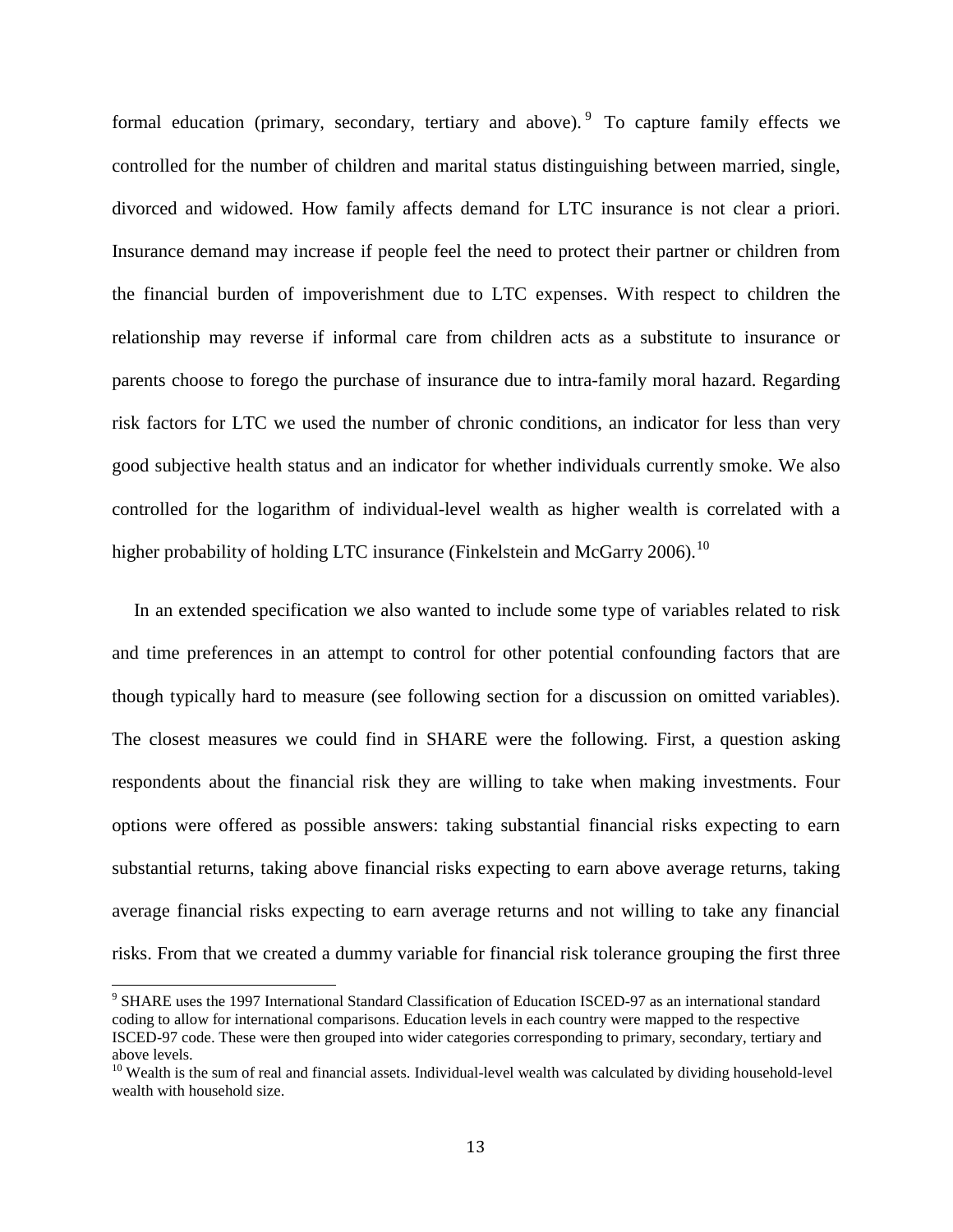formal education (primary, secondary, tertiary and above).[9] To capture family effects we controlled for the number of children and marital status distinguishing between married, single, divorced and widowed. How family affects demand for LTC insurance is not clear a priori. Insurance demand may increase if people feel the need to protect their partner or children from the financial burden of impoverishment due to LTC expenses. With respect to children the relationship may reverse if informal care from children acts as a substitute to insurance or parents choose to forego the purchase of insurance due to intra-family moral hazard. Regarding risk factors for LTC we used the number of chronic conditions, an indicator for less than very good subjective health status and an indicator for whether individuals currently smoke. We also controlled for the logarithm of individual-level wealth as higher wealth is correlated with a higher probability of holding LTC insurance (Finkelstein and McGarry 2006).[10]

In an extended specification we also wanted to include some type of variables related to risk and time preferences in an attempt to control for other potential confounding factors that are though typically hard to measure (see following section for a discussion on omitted variables). The closest measures we could find in SHARE were the following. First, a question asking respondents about the financial risk they are willing to take when making investments. Four options were offered as possible answers: taking substantial financial risks expecting to earn substantial returns, taking above financial risks expecting to earn above average returns, taking average financial risks expecting to earn average returns and not willing to take any financial risks. From that we created a dummy variable for financial risk tolerance grouping the first three

[9] SHARE uses the 1997 International Standard Classification of Education ISCED-97 as an international standard coding to allow for international comparisons. Education levels in each country were mapped to the respective ISCED-97 code. These were then grouped into wider categories corresponding to primary, secondary, tertiary and above levels.

[10] Wealth is the sum of real and financial assets. Individual-level wealth was calculated by dividing household-level wealth with household size.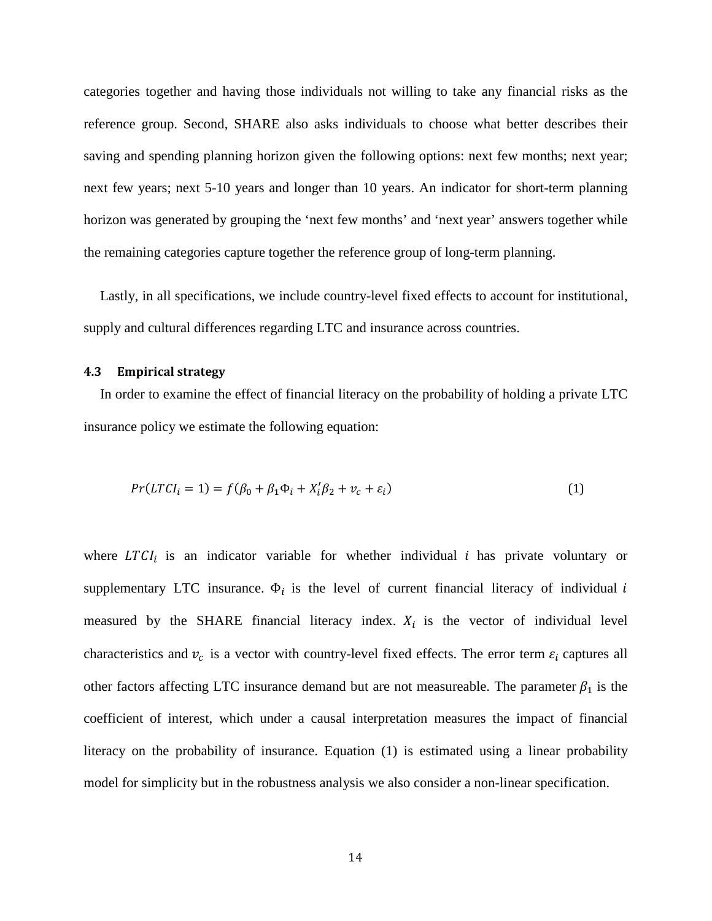categories together and having those individuals not willing to take any financial risks as the reference group. Second, SHARE also asks individuals to choose what better describes their saving and spending planning horizon given the following options: next few months; next year; next few years; next 5-10 years and longer than 10 years. An indicator for short-term planning horizon was generated by grouping the 'next few months' and 'next year' answers together while the remaining categories capture together the reference group of long-term planning.

Lastly, in all specifications, we include country-level fixed effects to account for institutional, supply and cultural differences regarding LTC and insurance across countries.

### 4.3 Empirical strategy

In order to examine the effect of financial literacy on the probability of holding a private LTC insurance policy we estimate the following equation:

$$Pr(LTCI_i = 1) = f(\beta_0 + \beta_1 \Phi_i + X_i' \beta_2 + v_c + \varepsilon_i) \tag{1}$$

where $LTCI_i$ is an indicator variable for whether individual $i$ has private voluntary or supplementary LTC insurance. $\Phi_i$ is the level of current financial literacy of individual $i$ measured by the SHARE financial literacy index. $X_i$ is the vector of individual level characteristics and $v_c$ is a vector with country-level fixed effects. The error term $\varepsilon_i$ captures all other factors affecting LTC insurance demand but are not measureable. The parameter $\beta_1$ is the coefficient of interest, which under a causal interpretation measures the impact of financial literacy on the probability of insurance. Equation (1) is estimated using a linear probability model for simplicity but in the robustness analysis we also consider a non-linear specification.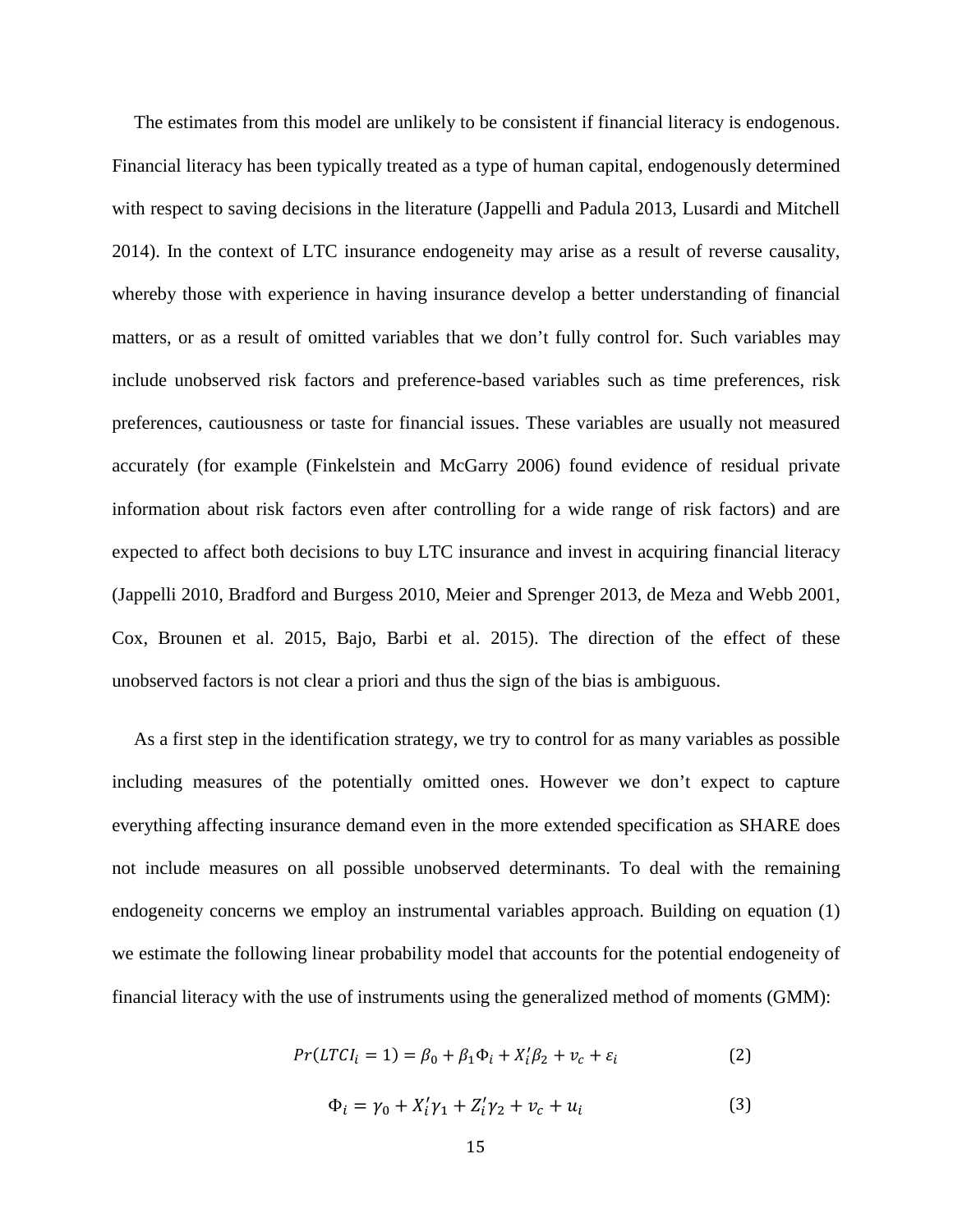The estimates from this model are unlikely to be consistent if financial literacy is endogenous. Financial literacy has been typically treated as a type of human capital, endogenously determined with respect to saving decisions in the literature (Jappelli and Padula 2013, Lusardi and Mitchell 2014). In the context of LTC insurance endogeneity may arise as a result of reverse causality, whereby those with experience in having insurance develop a better understanding of financial matters, or as a result of omitted variables that we don't fully control for. Such variables may include unobserved risk factors and preference-based variables such as time preferences, risk preferences, cautiousness or taste for financial issues. These variables are usually not measured accurately (for example (Finkelstein and McGarry 2006) found evidence of residual private information about risk factors even after controlling for a wide range of risk factors) and are expected to affect both decisions to buy LTC insurance and invest in acquiring financial literacy (Jappelli 2010, Bradford and Burgess 2010, Meier and Sprenger 2013, de Meza and Webb 2001, Cox, Brounen et al. 2015, Bajo, Barbi et al. 2015). The direction of the effect of these unobserved factors is not clear a priori and thus the sign of the bias is ambiguous.

As a first step in the identification strategy, we try to control for as many variables as possible including measures of the potentially omitted ones. However we don't expect to capture everything affecting insurance demand even in the more extended specification as SHARE does not include measures on all possible unobserved determinants. To deal with the remaining endogeneity concerns we employ an instrumental variables approach. Building on equation (1) we estimate the following linear probability model that accounts for the potential endogeneity of financial literacy with the use of instruments using the generalized method of moments (GMM):

$$Pr(LTCI_i = 1) = \beta_0 + \beta_1 \Phi_i + X_i' \beta_2 + v_c + \varepsilon_i \qquad (2)$$

$$\Phi_i = \gamma_0 + X_i' \gamma_1 + Z_i' \gamma_2 + v_c + u_i \qquad (3)$$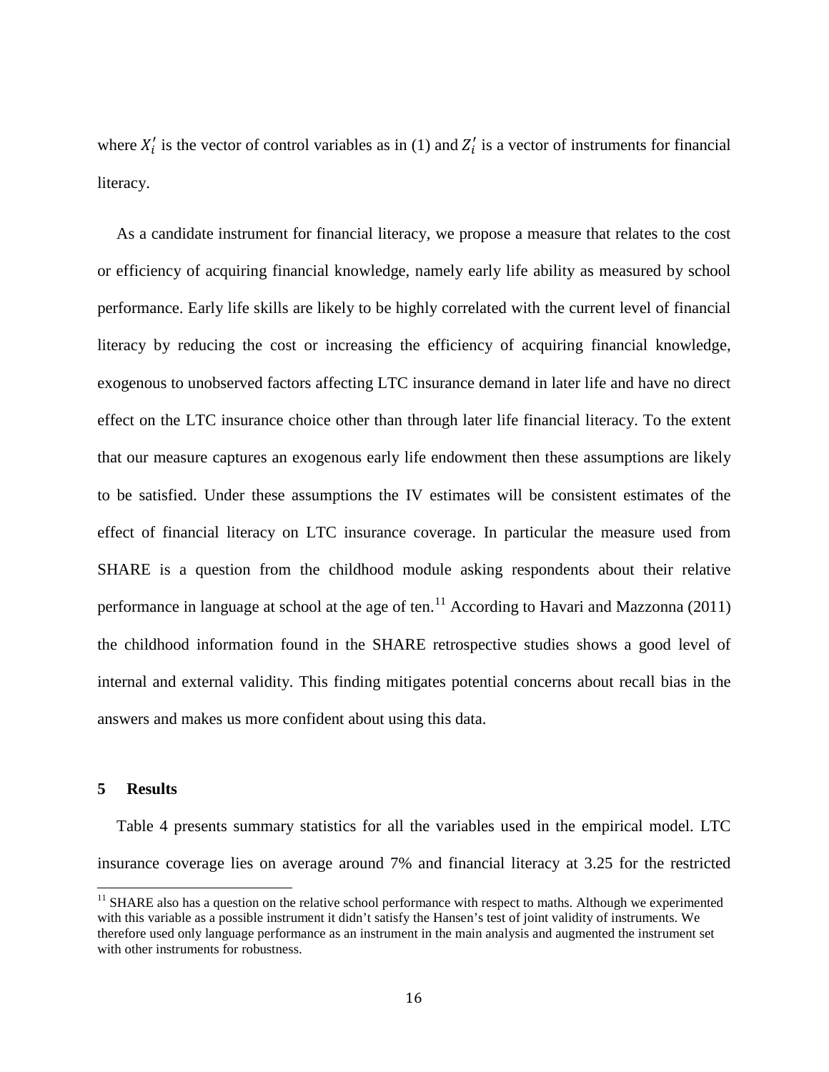where $X_i'$ is the vector of control variables as in (1) and $Z_i'$ is a vector of instruments for financial literacy.

As a candidate instrument for financial literacy, we propose a measure that relates to the cost or efficiency of acquiring financial knowledge, namely early life ability as measured by school performance. Early life skills are likely to be highly correlated with the current level of financial literacy by reducing the cost or increasing the efficiency of acquiring financial knowledge, exogenous to unobserved factors affecting LTC insurance demand in later life and have no direct effect on the LTC insurance choice other than through later life financial literacy. To the extent that our measure captures an exogenous early life endowment then these assumptions are likely to be satisfied. Under these assumptions the IV estimates will be consistent estimates of the effect of financial literacy on LTC insurance coverage. In particular the measure used from SHARE is a question from the childhood module asking respondents about their relative performance in language at school at the age of ten.[11] According to Havari and Mazzonna (2011) the childhood information found in the SHARE retrospective studies shows a good level of internal and external validity. This finding mitigates potential concerns about recall bias in the answers and makes us more confident about using this data.

## 5 Results

Table 4 presents summary statistics for all the variables used in the empirical model. LTC insurance coverage lies on average around 7% and financial literacy at 3.25 for the restricted

[11] SHARE also has a question on the relative school performance with respect to maths. Although we experimented with this variable as a possible instrument it didn't satisfy the Hansen's test of joint validity of instruments. We therefore used only language performance as an instrument in the main analysis and augmented the instrument set with other instruments for robustness.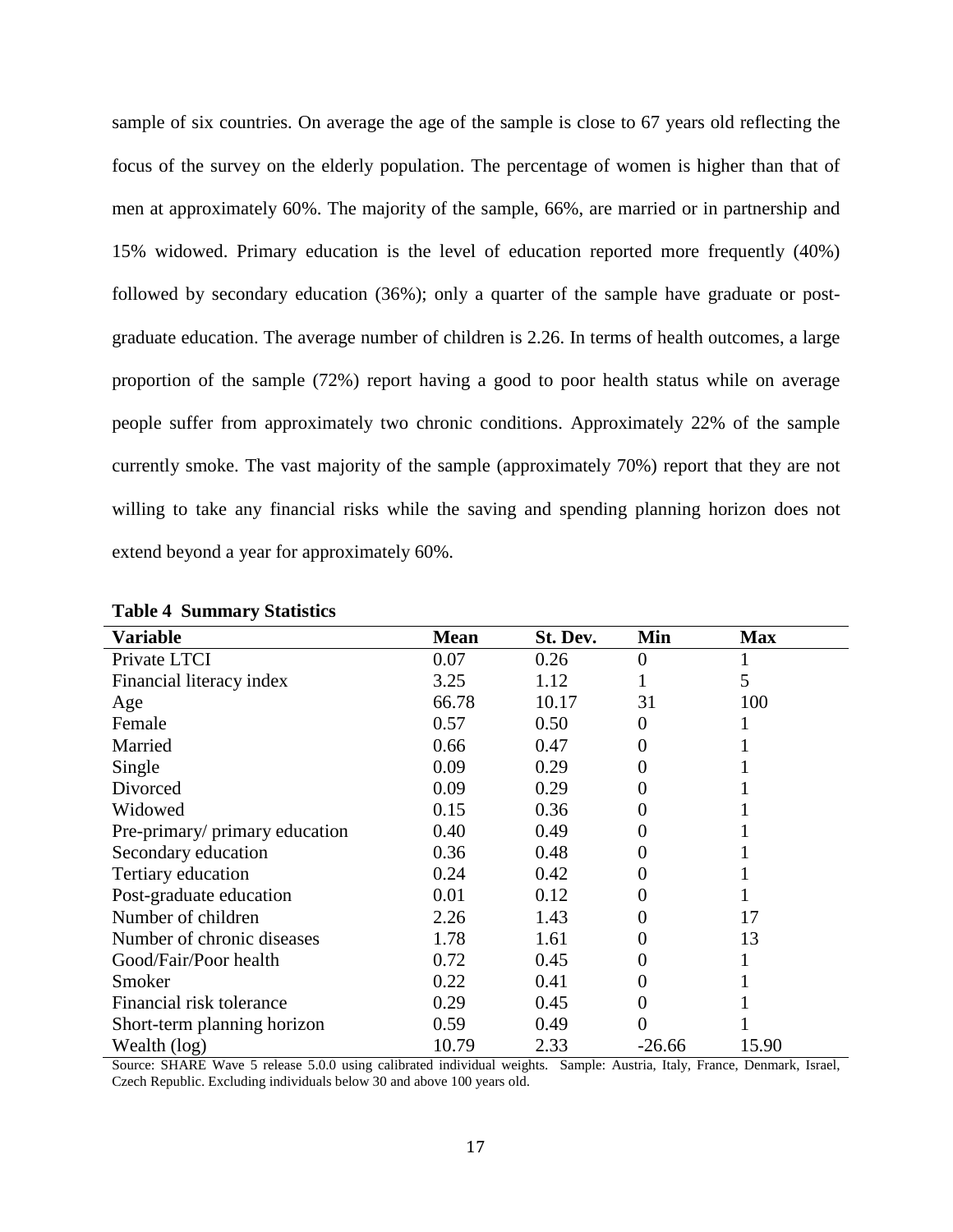sample of six countries. On average the age of the sample is close to 67 years old reflecting the focus of the survey on the elderly population. The percentage of women is higher than that of men at approximately 60%. The majority of the sample, 66%, are married or in partnership and 15% widowed. Primary education is the level of education reported more frequently (40%) followed by secondary education (36%); only a quarter of the sample have graduate or post-graduate education. The average number of children is 2.26. In terms of health outcomes, a large proportion of the sample (72%) report having a good to poor health status while on average people suffer from approximately two chronic conditions. Approximately 22% of the sample currently smoke. The vast majority of the sample (approximately 70%) report that they are not willing to take any financial risks while the saving and spending planning horizon does not extend beyond a year for approximately 60%.

**Table 4 Summary Statistics**

| Variable | Mean | St. Dev. | Min | Max |
|---|---|---|---|---|
| Private LTCI | 0.07 | 0.26 | 0 | 1 |
| Financial literacy index | 3.25 | 1.12 | 1 | 5 |
| Age | 66.78 | 10.17 | 31 | 100 |
| Female | 0.57 | 0.50 | 0 | 1 |
| Married | 0.66 | 0.47 | 0 | 1 |
| Single | 0.09 | 0.29 | 0 | 1 |
| Divorced | 0.09 | 0.29 | 0 | 1 |
| Widowed | 0.15 | 0.36 | 0 | 1 |
| Pre-primary/ primary education | 0.40 | 0.49 | 0 | 1 |
| Secondary education | 0.36 | 0.48 | 0 | 1 |
| Tertiary education | 0.24 | 0.42 | 0 | 1 |
| Post-graduate education | 0.01 | 0.12 | 0 | 1 |
| Number of children | 2.26 | 1.43 | 0 | 17 |
| Number of chronic diseases | 1.78 | 1.61 | 0 | 13 |
| Good/Fair/Poor health | 0.72 | 0.45 | 0 | 1 |
| Smoker | 0.22 | 0.41 | 0 | 1 |
| Financial risk tolerance | 0.29 | 0.45 | 0 | 1 |
| Short-term planning horizon | 0.59 | 0.49 | 0 | 1 |
| Wealth (log) | 10.79 | 2.33 | -26.66 | 15.90 |

Source: SHARE Wave 5 release 5.0.0 using calibrated individual weights. Sample: Austria, Italy, France, Denmark, Israel, Czech Republic. Excluding individuals below 30 and above 100 years old.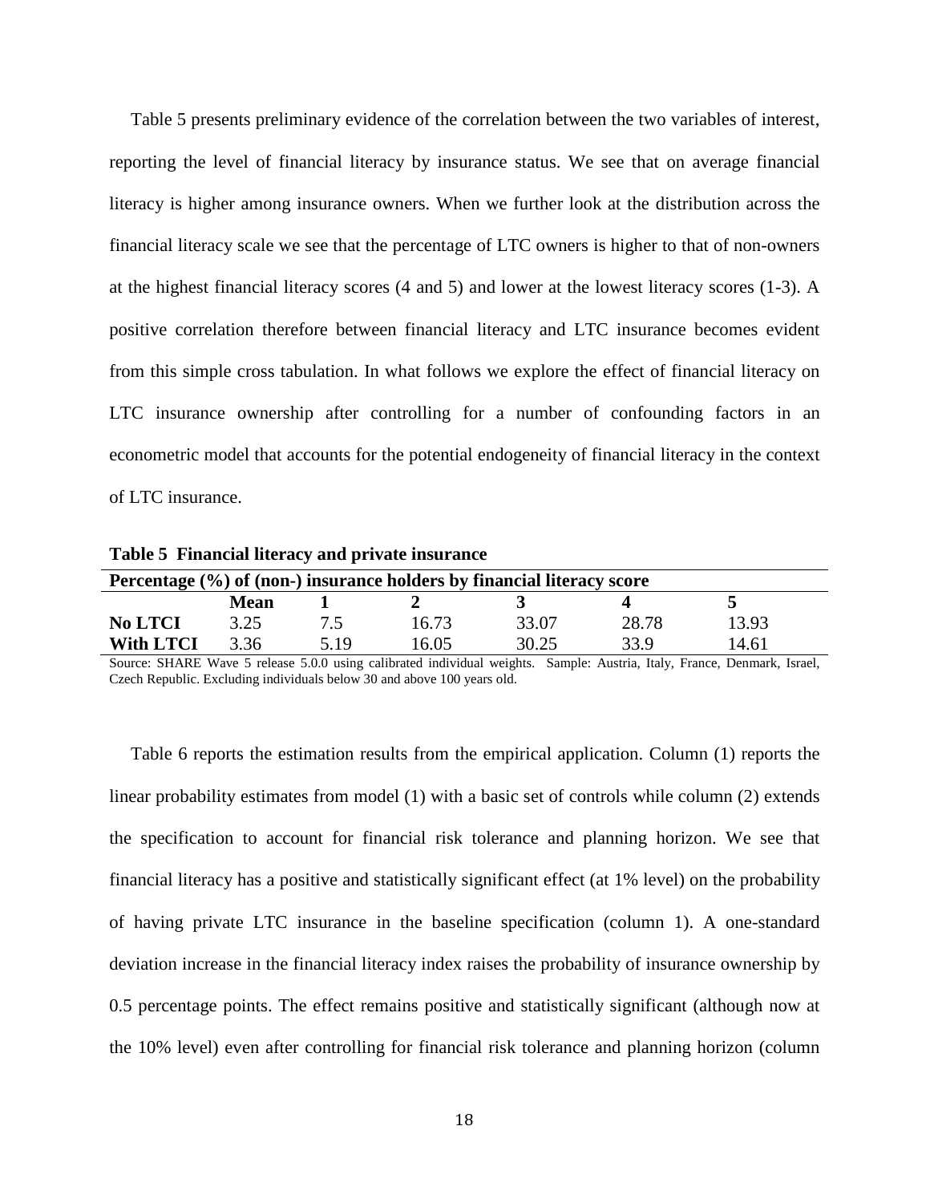Table 5 presents preliminary evidence of the correlation between the two variables of interest, reporting the level of financial literacy by insurance status. We see that on average financial literacy is higher among insurance owners. When we further look at the distribution across the financial literacy scale we see that the percentage of LTC owners is higher to that of non-owners at the highest financial literacy scores (4 and 5) and lower at the lowest literacy scores (1-3). A positive correlation therefore between financial literacy and LTC insurance becomes evident from this simple cross tabulation. In what follows we explore the effect of financial literacy on LTC insurance ownership after controlling for a number of confounding factors in an econometric model that accounts for the potential endogeneity of financial literacy in the context of LTC insurance.

**Table 5 Financial literacy and private insurance**

| **Percentage (%) of (non-) insurance holders by financial literacy score** | | | | | | |
|---|---|---|---|---|---|---|
| | **Mean** | **1** | **2** | **3** | **4** | **5** |
| **No LTCI** | 3.25 | 7.5 | 16.73 | 33.07 | 28.78 | 13.93 |
| **With LTCI** | 3.36 | 5.19 | 16.05 | 30.25 | 33.9 | 14.61 |

Source: SHARE Wave 5 release 5.0.0 using calibrated individual weights. Sample: Austria, Italy, France, Denmark, Israel, Czech Republic. Excluding individuals below 30 and above 100 years old.

Table 6 reports the estimation results from the empirical application. Column (1) reports the linear probability estimates from model (1) with a basic set of controls while column (2) extends the specification to account for financial risk tolerance and planning horizon. We see that financial literacy has a positive and statistically significant effect (at 1% level) on the probability of having private LTC insurance in the baseline specification (column 1). A one-standard deviation increase in the financial literacy index raises the probability of insurance ownership by 0.5 percentage points. The effect remains positive and statistically significant (although now at the 10% level) even after controlling for financial risk tolerance and planning horizon (column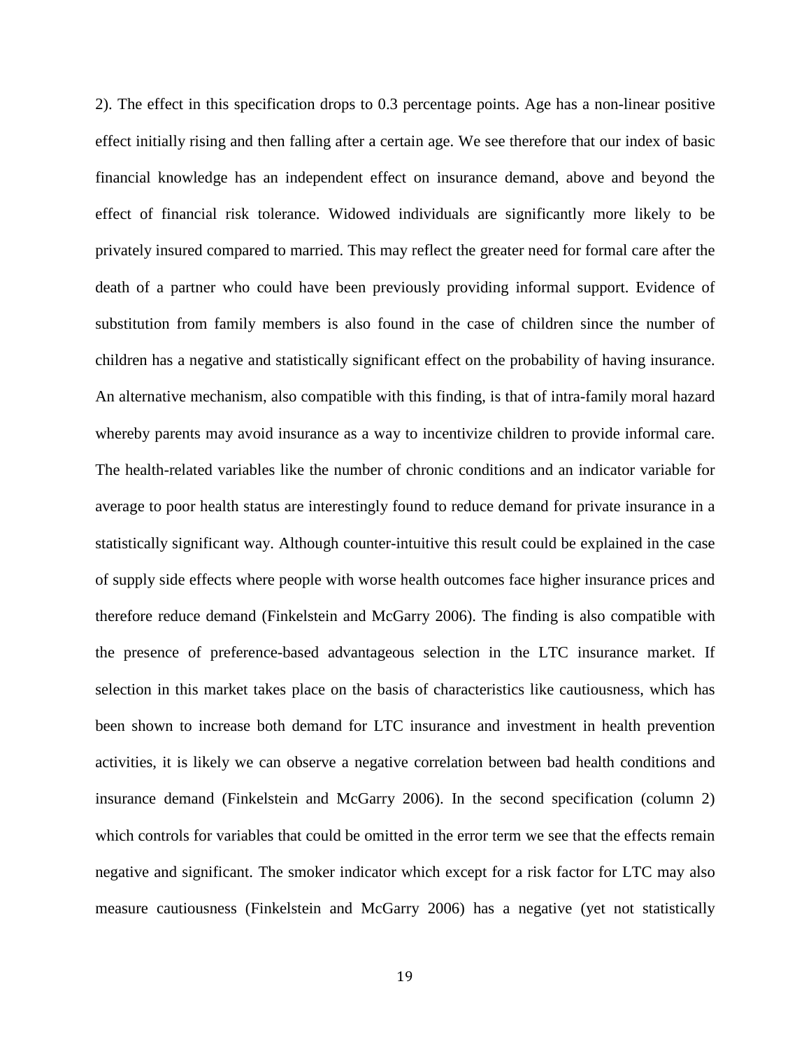2). The effect in this specification drops to 0.3 percentage points. Age has a non-linear positive effect initially rising and then falling after a certain age. We see therefore that our index of basic financial knowledge has an independent effect on insurance demand, above and beyond the effect of financial risk tolerance. Widowed individuals are significantly more likely to be privately insured compared to married. This may reflect the greater need for formal care after the death of a partner who could have been previously providing informal support. Evidence of substitution from family members is also found in the case of children since the number of children has a negative and statistically significant effect on the probability of having insurance. An alternative mechanism, also compatible with this finding, is that of intra-family moral hazard whereby parents may avoid insurance as a way to incentivize children to provide informal care. The health-related variables like the number of chronic conditions and an indicator variable for average to poor health status are interestingly found to reduce demand for private insurance in a statistically significant way. Although counter-intuitive this result could be explained in the case of supply side effects where people with worse health outcomes face higher insurance prices and therefore reduce demand (Finkelstein and McGarry 2006). The finding is also compatible with the presence of preference-based advantageous selection in the LTC insurance market. If selection in this market takes place on the basis of characteristics like cautiousness, which has been shown to increase both demand for LTC insurance and investment in health prevention activities, it is likely we can observe a negative correlation between bad health conditions and insurance demand (Finkelstein and McGarry 2006). In the second specification (column 2) which controls for variables that could be omitted in the error term we see that the effects remain negative and significant. The smoker indicator which except for a risk factor for LTC may also measure cautiousness (Finkelstein and McGarry 2006) has a negative (yet not statistically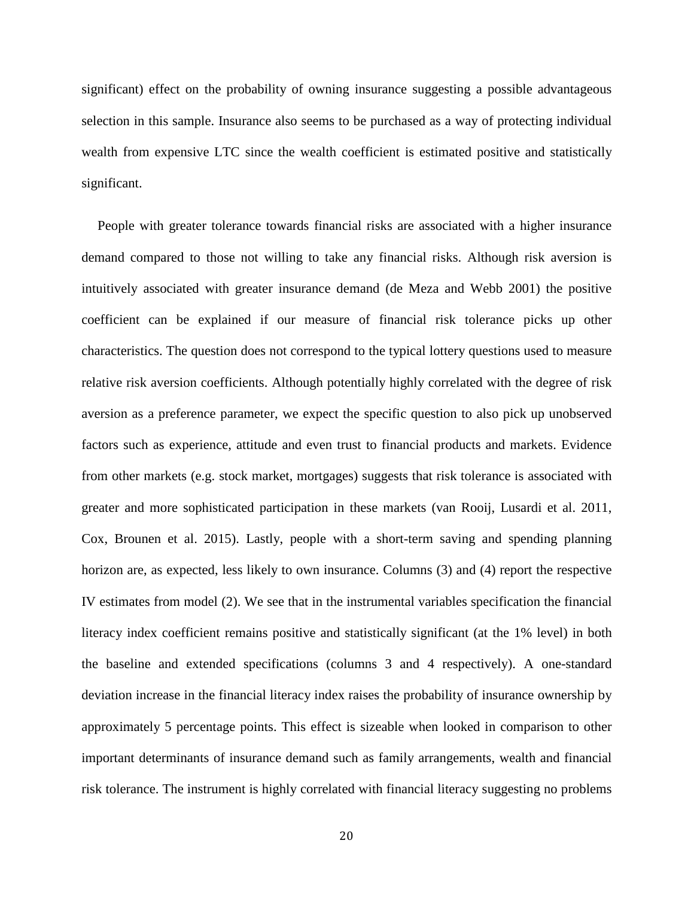significant) effect on the probability of owning insurance suggesting a possible advantageous selection in this sample. Insurance also seems to be purchased as a way of protecting individual wealth from expensive LTC since the wealth coefficient is estimated positive and statistically significant.

People with greater tolerance towards financial risks are associated with a higher insurance demand compared to those not willing to take any financial risks. Although risk aversion is intuitively associated with greater insurance demand (de Meza and Webb 2001) the positive coefficient can be explained if our measure of financial risk tolerance picks up other characteristics. The question does not correspond to the typical lottery questions used to measure relative risk aversion coefficients. Although potentially highly correlated with the degree of risk aversion as a preference parameter, we expect the specific question to also pick up unobserved factors such as experience, attitude and even trust to financial products and markets. Evidence from other markets (e.g. stock market, mortgages) suggests that risk tolerance is associated with greater and more sophisticated participation in these markets (van Rooij, Lusardi et al. 2011, Cox, Brounen et al. 2015). Lastly, people with a short-term saving and spending planning horizon are, as expected, less likely to own insurance. Columns (3) and (4) report the respective IV estimates from model (2). We see that in the instrumental variables specification the financial literacy index coefficient remains positive and statistically significant (at the 1% level) in both the baseline and extended specifications (columns 3 and 4 respectively). A one-standard deviation increase in the financial literacy index raises the probability of insurance ownership by approximately 5 percentage points. This effect is sizeable when looked in comparison to other important determinants of insurance demand such as family arrangements, wealth and financial risk tolerance. The instrument is highly correlated with financial literacy suggesting no problems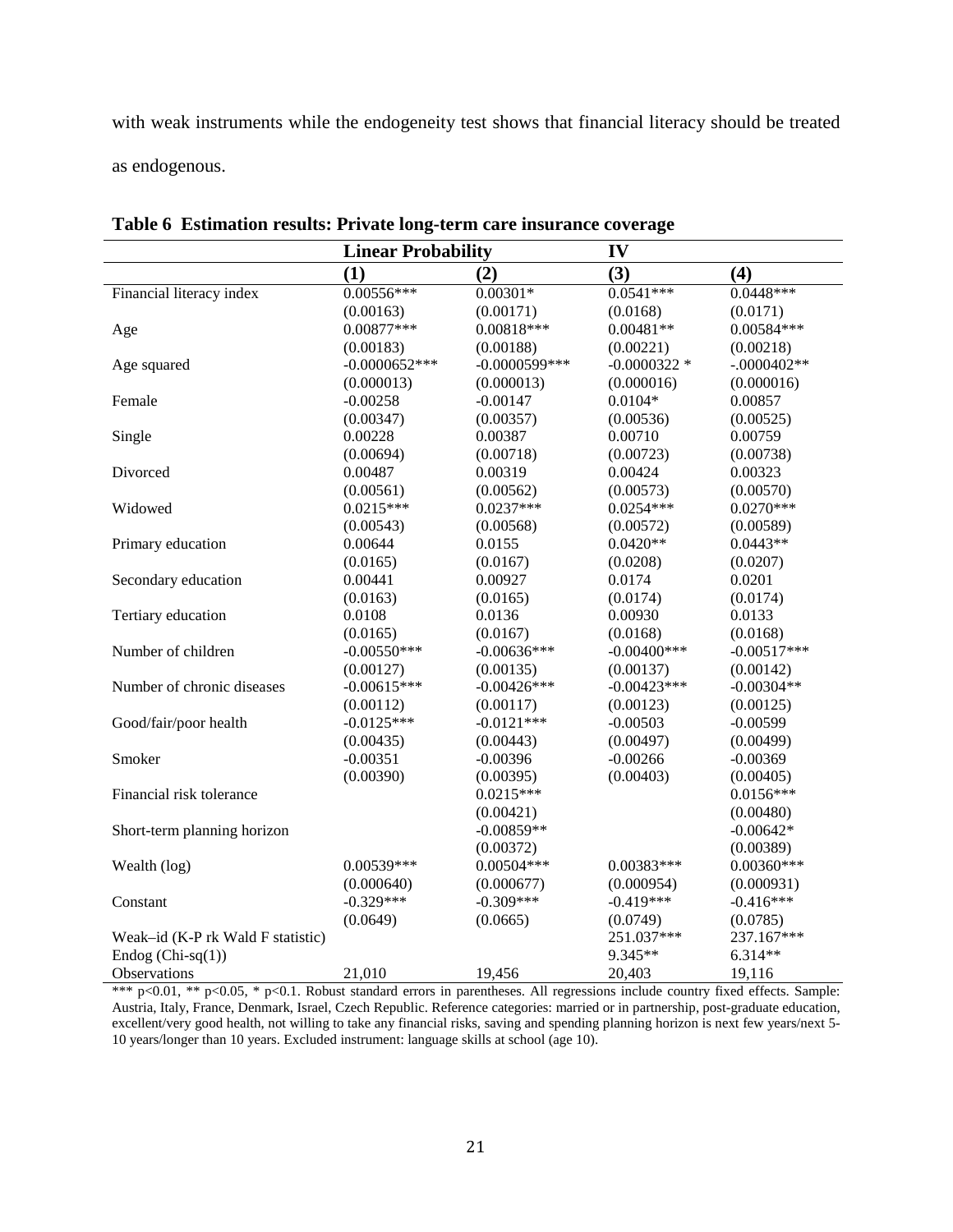with weak instruments while the endogeneity test shows that financial literacy should be treated as endogenous.

**Table 6 Estimation results: Private long-term care insurance coverage**

| | Linear Probability | | IV | |
|---|---|---|---|---|
| | **(1)** | **(2)** | **(3)** | **(4)** |
| Financial literacy index | 0.00556*** | 0.00301* | 0.0541*** | 0.0448*** |
| | (0.00163) | (0.00171) | (0.0168) | (0.0171) |
| Age | 0.00877*** | 0.00818*** | 0.00481** | 0.00584*** |
| | (0.00183) | (0.00188) | (0.00221) | (0.00218) |
| Age squared | -0.0000652*** | -0.0000599*** | -0.0000322 * | -.0000402** |
| | (0.000013) | (0.000013) | (0.000016) | (0.000016) |
| Female | -0.00258 | -0.00147 | 0.0104* | 0.00857 |
| | (0.00347) | (0.00357) | (0.00536) | (0.00525) |
| Single | 0.00228 | 0.00387 | 0.00710 | 0.00759 |
| | (0.00694) | (0.00718) | (0.00723) | (0.00738) |
| Divorced | 0.00487 | 0.00319 | 0.00424 | 0.00323 |
| | (0.00561) | (0.00562) | (0.00573) | (0.00570) |
| Widowed | 0.0215*** | 0.0237*** | 0.0254*** | 0.0270*** |
| | (0.00543) | (0.00568) | (0.00572) | (0.00589) |
| Primary education | 0.00644 | 0.0155 | 0.0420** | 0.0443** |
| | (0.0165) | (0.0167) | (0.0208) | (0.0207) |
| Secondary education | 0.00441 | 0.00927 | 0.0174 | 0.0201 |
| | (0.0163) | (0.0165) | (0.0174) | (0.0174) |
| Tertiary education | 0.0108 | 0.0136 | 0.00930 | 0.0133 |
| | (0.0165) | (0.0167) | (0.0168) | (0.0168) |
| Number of children | -0.00550*** | -0.00636*** | -0.00400*** | -0.00517*** |
| | (0.00127) | (0.00135) | (0.00137) | (0.00142) |
| Number of chronic diseases | -0.00615*** | -0.00426*** | -0.00423*** | -0.00304** |
| | (0.00112) | (0.00117) | (0.00123) | (0.00125) |
| Good/fair/poor health | -0.0125*** | -0.0121*** | -0.00503 | -0.00599 |
| | (0.00435) | (0.00443) | (0.00497) | (0.00499) |
| Smoker | -0.00351 | -0.00396 | -0.00266 | -0.00369 |
| | (0.00390) | (0.00395) | (0.00403) | (0.00405) |
| Financial risk tolerance | | 0.0215*** | | 0.0156*** |
| | | (0.00421) | | (0.00480) |
| Short-term planning horizon | | -0.00859** | | -0.00642* |
| | | (0.00372) | | (0.00389) |
| Wealth (log) | 0.00539*** | 0.00504*** | 0.00383*** | 0.00360*** |
| | (0.000640) | (0.000677) | (0.000954) | (0.000931) |
| Constant | -0.329*** | -0.309*** | -0.419*** | -0.416*** |
| | (0.0649) | (0.0665) | (0.0749) | (0.0785) |
| Weak–id (K-P rk Wald F statistic) | | | 251.037*** | 237.167*** |
| Endog (Chi-sq(1)) | | | 9.345** | 6.314** |
| Observations | 21,010 | 19,456 | 20,403 | 19,116 |

*** p<0.01, ** p<0.05, * p<0.1. Robust standard errors in parentheses. All regressions include country fixed effects. Sample: Austria, Italy, France, Denmark, Israel, Czech Republic. Reference categories: married or in partnership, post-graduate education, excellent/very good health, not willing to take any financial risks, saving and spending planning horizon is next few years/next 5-10 years/longer than 10 years. Excluded instrument: language skills at school (age 10).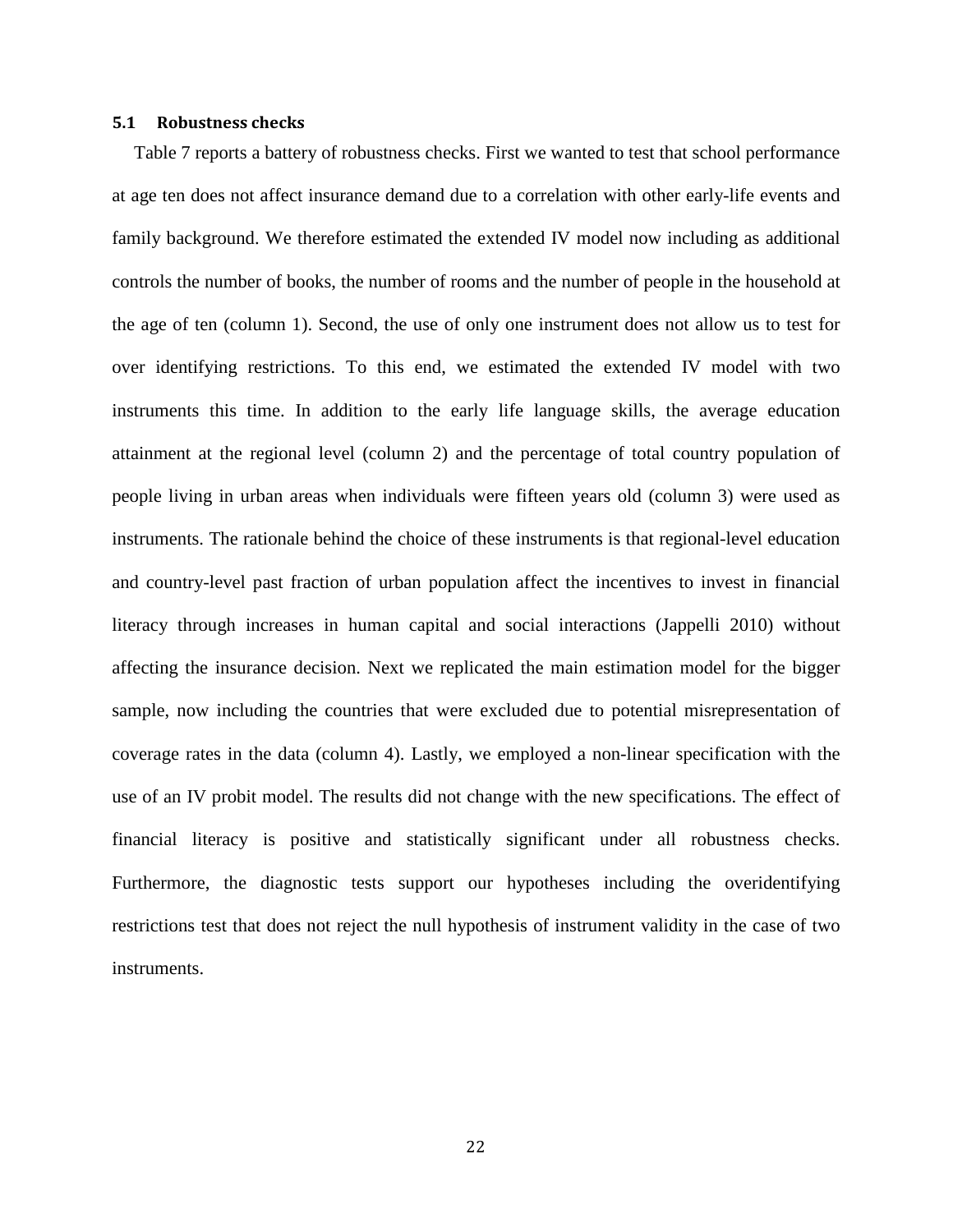### 5.1 Robustness checks

Table 7 reports a battery of robustness checks. First we wanted to test that school performance at age ten does not affect insurance demand due to a correlation with other early-life events and family background. We therefore estimated the extended IV model now including as additional controls the number of books, the number of rooms and the number of people in the household at the age of ten (column 1). Second, the use of only one instrument does not allow us to test for over identifying restrictions. To this end, we estimated the extended IV model with two instruments this time. In addition to the early life language skills, the average education attainment at the regional level (column 2) and the percentage of total country population of people living in urban areas when individuals were fifteen years old (column 3) were used as instruments. The rationale behind the choice of these instruments is that regional-level education and country-level past fraction of urban population affect the incentives to invest in financial literacy through increases in human capital and social interactions (Jappelli 2010) without affecting the insurance decision. Next we replicated the main estimation model for the bigger sample, now including the countries that were excluded due to potential misrepresentation of coverage rates in the data (column 4). Lastly, we employed a non-linear specification with the use of an IV probit model. The results did not change with the new specifications. The effect of financial literacy is positive and statistically significant under all robustness checks. Furthermore, the diagnostic tests support our hypotheses including the overidentifying restrictions test that does not reject the null hypothesis of instrument validity in the case of two instruments.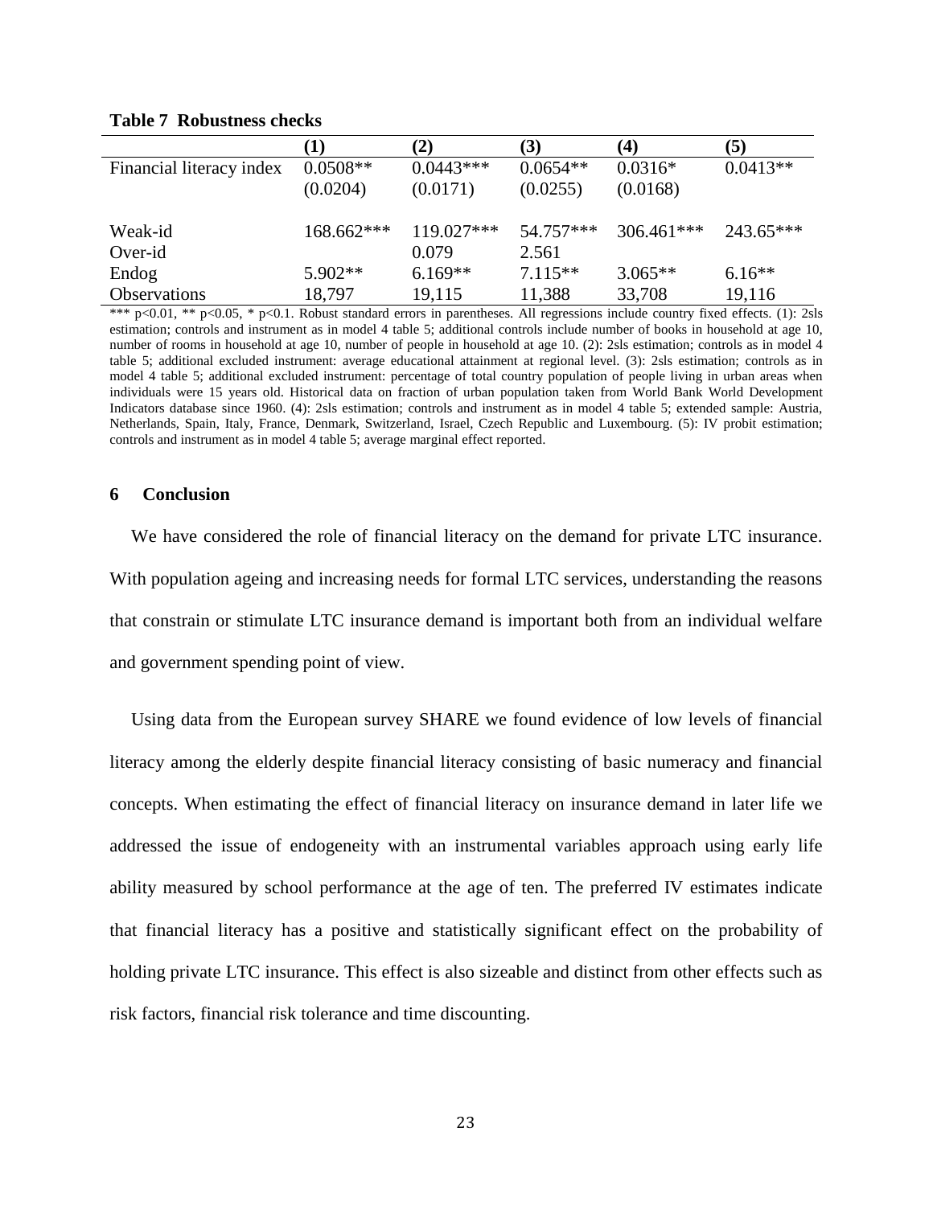**Table 7 Robustness checks**

| | (1) | (2) | (3) | (4) | (5) |
|---|---|---|---|---|---|
| Financial literacy index | 0.0508** | 0.0443*** | 0.0654** | 0.0316* | 0.0413** |
| | (0.0204) | (0.0171) | (0.0255) | (0.0168) | |
| Weak-id | 168.662*** | 119.027*** | 54.757*** | 306.461*** | 243.65*** |
| Over-id | | 0.079 | 2.561 | | |
| Endog | 5.902** | 6.169** | 7.115** | 3.065** | 6.16** |
| Observations | 18,797 | 19,115 | 11,388 | 33,708 | 19,116 |

*** p<0.01, ** p<0.05, * p<0.1. Robust standard errors in parentheses. All regressions include country fixed effects. (1): 2sls estimation; controls and instrument as in model 4 table 5; additional controls include number of books in household at age 10, number of rooms in household at age 10, number of people in household at age 10. (2): 2sls estimation; controls as in model 4 table 5; additional excluded instrument: average educational attainment at regional level. (3): 2sls estimation; controls as in model 4 table 5; additional excluded instrument: percentage of total country population of people living in urban areas when individuals were 15 years old. Historical data on fraction of urban population taken from World Bank World Development Indicators database since 1960. (4): 2sls estimation; controls and instrument as in model 4 table 5; extended sample: Austria, Netherlands, Spain, Italy, France, Denmark, Switzerland, Israel, Czech Republic and Luxembourg. (5): IV probit estimation; controls and instrument as in model 4 table 5; average marginal effect reported.

## 6 Conclusion

We have considered the role of financial literacy on the demand for private LTC insurance. With population ageing and increasing needs for formal LTC services, understanding the reasons that constrain or stimulate LTC insurance demand is important both from an individual welfare and government spending point of view.

Using data from the European survey SHARE we found evidence of low levels of financial literacy among the elderly despite financial literacy consisting of basic numeracy and financial concepts. When estimating the effect of financial literacy on insurance demand in later life we addressed the issue of endogeneity with an instrumental variables approach using early life ability measured by school performance at the age of ten. The preferred IV estimates indicate that financial literacy has a positive and statistically significant effect on the probability of holding private LTC insurance. This effect is also sizeable and distinct from other effects such as risk factors, financial risk tolerance and time discounting.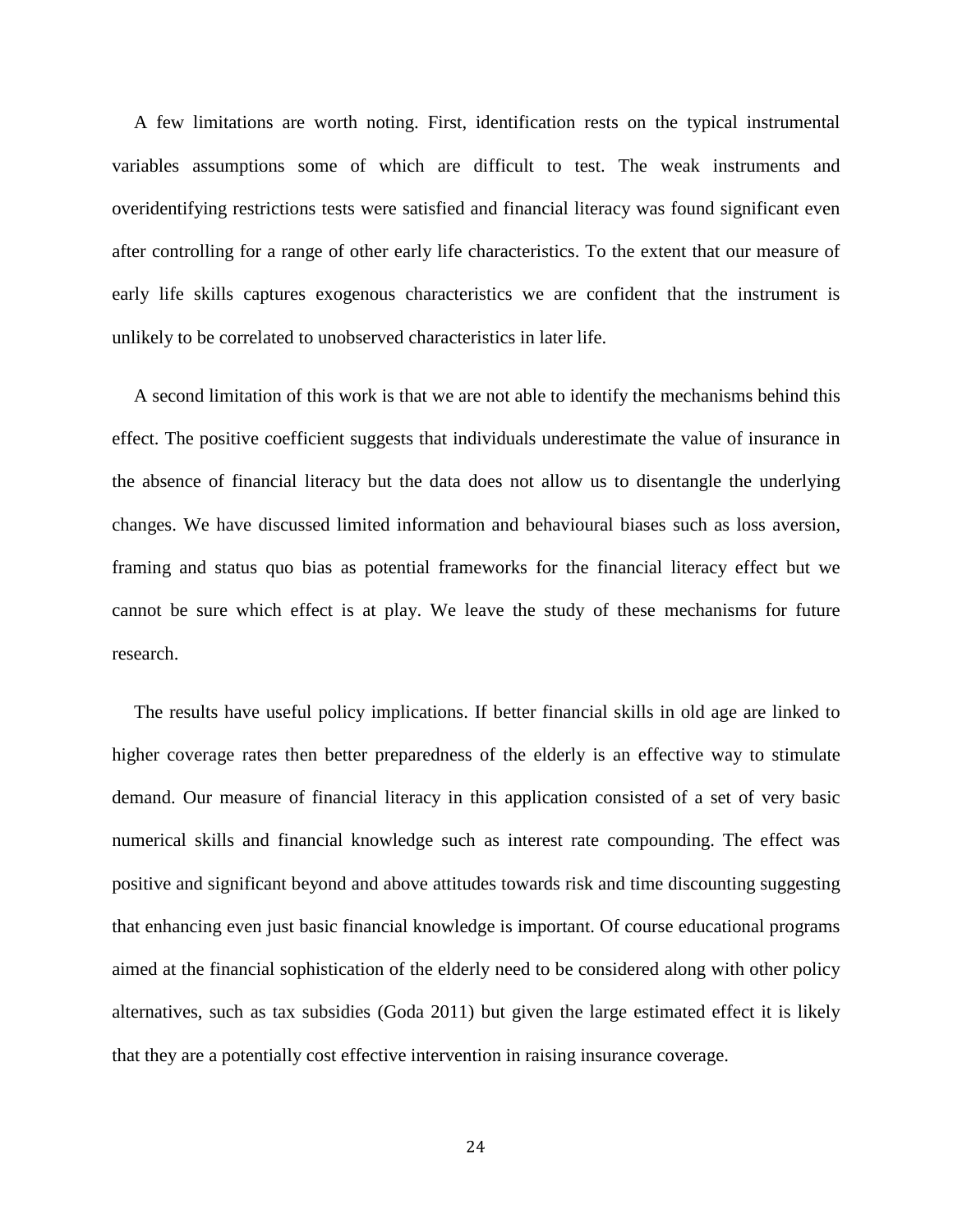A few limitations are worth noting. First, identification rests on the typical instrumental variables assumptions some of which are difficult to test. The weak instruments and overidentifying restrictions tests were satisfied and financial literacy was found significant even after controlling for a range of other early life characteristics. To the extent that our measure of early life skills captures exogenous characteristics we are confident that the instrument is unlikely to be correlated to unobserved characteristics in later life.

A second limitation of this work is that we are not able to identify the mechanisms behind this effect. The positive coefficient suggests that individuals underestimate the value of insurance in the absence of financial literacy but the data does not allow us to disentangle the underlying changes. We have discussed limited information and behavioural biases such as loss aversion, framing and status quo bias as potential frameworks for the financial literacy effect but we cannot be sure which effect is at play. We leave the study of these mechanisms for future research.

The results have useful policy implications. If better financial skills in old age are linked to higher coverage rates then better preparedness of the elderly is an effective way to stimulate demand. Our measure of financial literacy in this application consisted of a set of very basic numerical skills and financial knowledge such as interest rate compounding. The effect was positive and significant beyond and above attitudes towards risk and time discounting suggesting that enhancing even just basic financial knowledge is important. Of course educational programs aimed at the financial sophistication of the elderly need to be considered along with other policy alternatives, such as tax subsidies (Goda 2011) but given the large estimated effect it is likely that they are a potentially cost effective intervention in raising insurance coverage.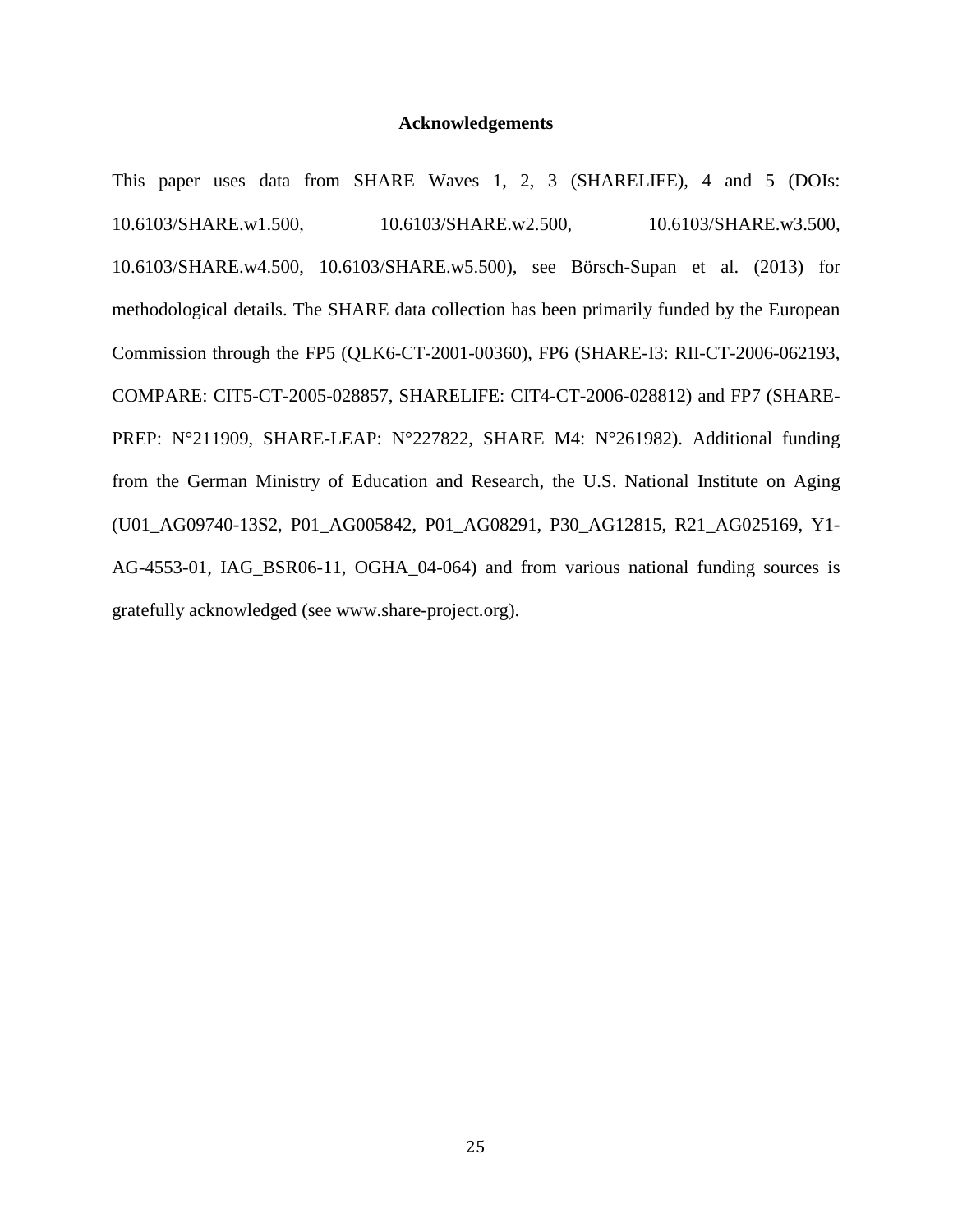## Acknowledgements

This paper uses data from SHARE Waves 1, 2, 3 (SHARELIFE), 4 and 5 (DOIs: 10.6103/SHARE.w1.500, 10.6103/SHARE.w2.500, 10.6103/SHARE.w3.500, 10.6103/SHARE.w4.500, 10.6103/SHARE.w5.500), see Börsch-Supan et al. (2013) for methodological details. The SHARE data collection has been primarily funded by the European Commission through the FP5 (QLK6-CT-2001-00360), FP6 (SHARE-I3: RII-CT-2006-062193, COMPARE: CIT5-CT-2005-028857, SHARELIFE: CIT4-CT-2006-028812) and FP7 (SHARE-PREP: N°211909, SHARE-LEAP: N°227822, SHARE M4: N°261982). Additional funding from the German Ministry of Education and Research, the U.S. National Institute on Aging (U01_AG09740-13S2, P01_AG005842, P01_AG08291, P30_AG12815, R21_AG025169, Y1-AG-4553-01, IAG_BSR06-11, OGHA_04-064) and from various national funding sources is gratefully acknowledged (see www.share-project.org).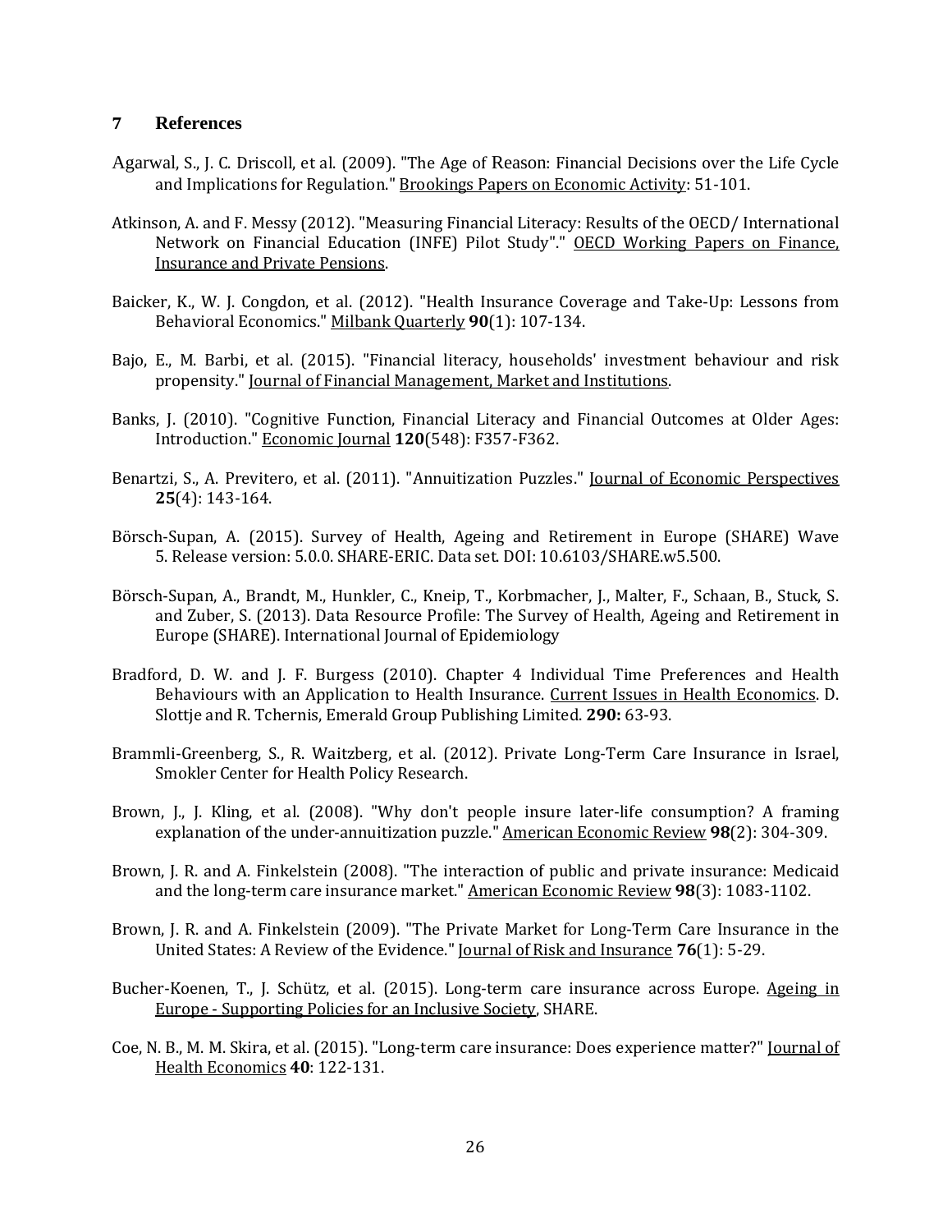## 7 References

Agarwal, S., J. C. Driscoll, et al. (2009). "The Age of Reason: Financial Decisions over the Life Cycle and Implications for Regulation." Brookings Papers on Economic Activity: 51-101.

Atkinson, A. and F. Messy (2012). "Measuring Financial Literacy: Results of the OECD/ International Network on Financial Education (INFE) Pilot Study"." OECD Working Papers on Finance, Insurance and Private Pensions.

Baicker, K., W. J. Congdon, et al. (2012). "Health Insurance Coverage and Take-Up: Lessons from Behavioral Economics." Milbank Quarterly **90**(1): 107-134.

Bajo, E., M. Barbi, et al. (2015). "Financial literacy, households' investment behaviour and risk propensity." Journal of Financial Management, Market and Institutions.

Banks, J. (2010). "Cognitive Function, Financial Literacy and Financial Outcomes at Older Ages: Introduction." Economic Journal **120**(548): F357-F362.

Benartzi, S., A. Previtero, et al. (2011). "Annuitization Puzzles." Journal of Economic Perspectives **25**(4): 143-164.

Börsch-Supan, A. (2015). Survey of Health, Ageing and Retirement in Europe (SHARE) Wave 5. Release version: 5.0.0. SHARE-ERIC. Data set. DOI: 10.6103/SHARE.w5.500.

Börsch-Supan, A., Brandt, M., Hunkler, C., Kneip, T., Korbmacher, J., Malter, F., Schaan, B., Stuck, S. and Zuber, S. (2013). Data Resource Profile: The Survey of Health, Ageing and Retirement in Europe (SHARE). International Journal of Epidemiology

Bradford, D. W. and J. F. Burgess (2010). Chapter 4 Individual Time Preferences and Health Behaviours with an Application to Health Insurance. Current Issues in Health Economics. D. Slottje and R. Tchernis, Emerald Group Publishing Limited. **290:** 63-93.

Brammli-Greenberg, S., R. Waitzberg, et al. (2012). Private Long-Term Care Insurance in Israel, Smokler Center for Health Policy Research.

Brown, J., J. Kling, et al. (2008). "Why don't people insure later-life consumption? A framing explanation of the under-annuitization puzzle." American Economic Review **98**(2): 304-309.

Brown, J. R. and A. Finkelstein (2008). "The interaction of public and private insurance: Medicaid and the long-term care insurance market." American Economic Review **98**(3): 1083-1102.

Brown, J. R. and A. Finkelstein (2009). "The Private Market for Long-Term Care Insurance in the United States: A Review of the Evidence." Journal of Risk and Insurance **76**(1): 5-29.

Bucher-Koenen, T., J. Schütz, et al. (2015). Long-term care insurance across Europe. Ageing in Europe - Supporting Policies for an Inclusive Society, SHARE.

Coe, N. B., M. M. Skira, et al. (2015). "Long-term care insurance: Does experience matter?" Journal of Health Economics **40**: 122-131.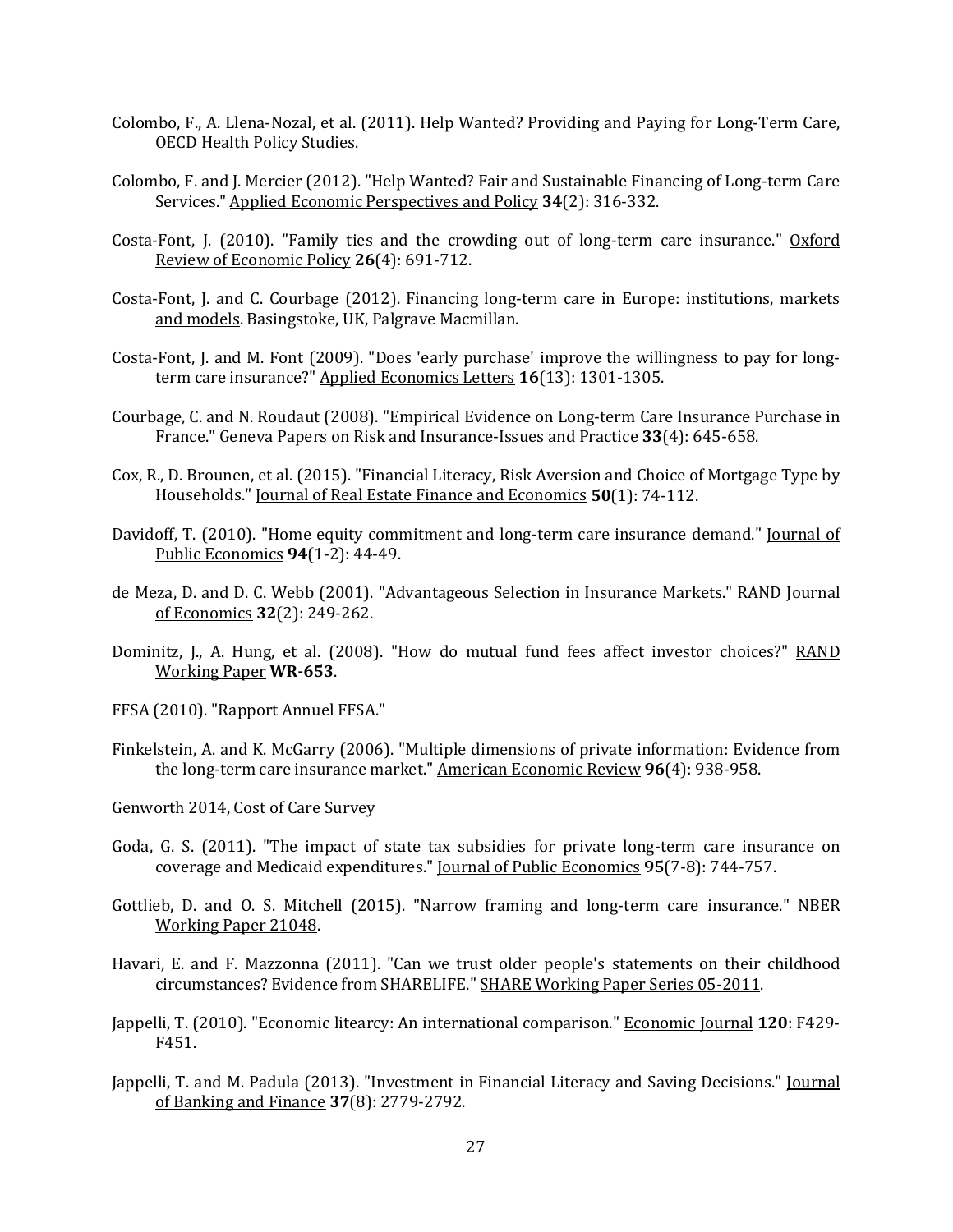Colombo, F., A. Llena-Nozal, et al. (2011). Help Wanted? Providing and Paying for Long-Term Care, OECD Health Policy Studies.

Colombo, F. and J. Mercier (2012). "Help Wanted? Fair and Sustainable Financing of Long-term Care Services." Applied Economic Perspectives and Policy **34**(2): 316-332.

Costa-Font, J. (2010). "Family ties and the crowding out of long-term care insurance." Oxford Review of Economic Policy **26**(4): 691-712.

Costa-Font, J. and C. Courbage (2012). Financing long-term care in Europe: institutions, markets and models. Basingstoke, UK, Palgrave Macmillan.

Costa-Font, J. and M. Font (2009). "Does 'early purchase' improve the willingness to pay for long-term care insurance?" Applied Economics Letters **16**(13): 1301-1305.

Courbage, C. and N. Roudaut (2008). "Empirical Evidence on Long-term Care Insurance Purchase in France." Geneva Papers on Risk and Insurance-Issues and Practice **33**(4): 645-658.

Cox, R., D. Brounen, et al. (2015). "Financial Literacy, Risk Aversion and Choice of Mortgage Type by Households." Journal of Real Estate Finance and Economics **50**(1): 74-112.

Davidoff, T. (2010). "Home equity commitment and long-term care insurance demand." Journal of Public Economics **94**(1-2): 44-49.

de Meza, D. and D. C. Webb (2001). "Advantageous Selection in Insurance Markets." RAND Journal of Economics **32**(2): 249-262.

Dominitz, J., A. Hung, et al. (2008). "How do mutual fund fees affect investor choices?" RAND Working Paper **WR-653**.

FFSA (2010). "Rapport Annuel FFSA."

Finkelstein, A. and K. McGarry (2006). "Multiple dimensions of private information: Evidence from the long-term care insurance market." American Economic Review **96**(4): 938-958.

Genworth 2014, Cost of Care Survey

Goda, G. S. (2011). "The impact of state tax subsidies for private long-term care insurance on coverage and Medicaid expenditures." Journal of Public Economics **95**(7-8): 744-757.

Gottlieb, D. and O. S. Mitchell (2015). "Narrow framing and long-term care insurance." NBER Working Paper 21048.

Havari, E. and F. Mazzonna (2011). "Can we trust older people's statements on their childhood circumstances? Evidence from SHARELIFE." SHARE Working Paper Series 05-2011.

Jappelli, T. (2010). "Economic litearcy: An international comparison." Economic Journal **120**: F429-F451.

Jappelli, T. and M. Padula (2013). "Investment in Financial Literacy and Saving Decisions." Journal of Banking and Finance **37**(8): 2779-2792.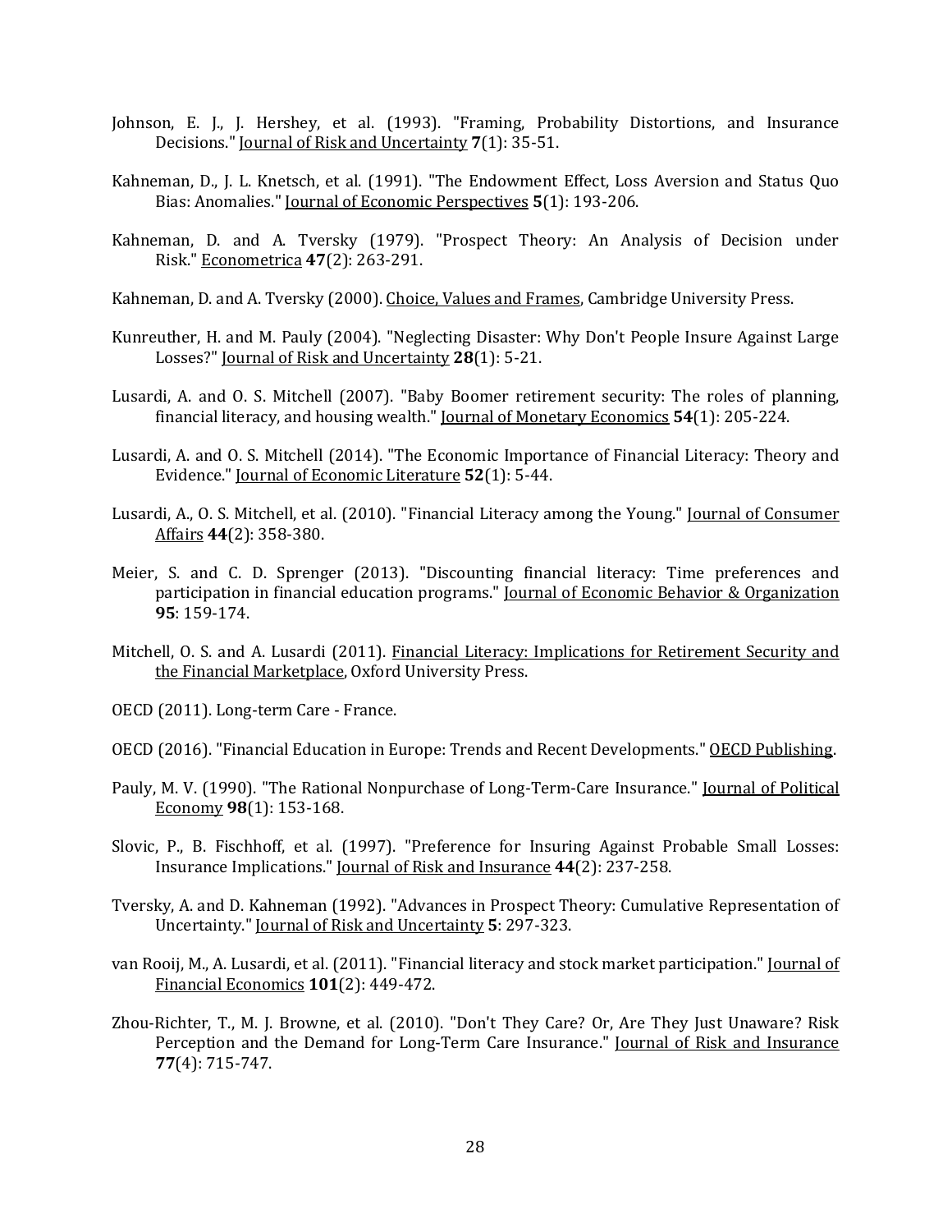Johnson, E. J., J. Hershey, et al. (1993). "Framing, Probability Distortions, and Insurance Decisions." Journal of Risk and Uncertainty **7**(1): 35-51.

Kahneman, D., J. L. Knetsch, et al. (1991). "The Endowment Effect, Loss Aversion and Status Quo Bias: Anomalies." Journal of Economic Perspectives **5**(1): 193-206.

Kahneman, D. and A. Tversky (1979). "Prospect Theory: An Analysis of Decision under Risk." Econometrica **47**(2): 263-291.

Kahneman, D. and A. Tversky (2000). Choice, Values and Frames, Cambridge University Press.

Kunreuther, H. and M. Pauly (2004). "Neglecting Disaster: Why Don't People Insure Against Large Losses?" Journal of Risk and Uncertainty **28**(1): 5-21.

Lusardi, A. and O. S. Mitchell (2007). "Baby Boomer retirement security: The roles of planning, financial literacy, and housing wealth." Journal of Monetary Economics **54**(1): 205-224.

Lusardi, A. and O. S. Mitchell (2014). "The Economic Importance of Financial Literacy: Theory and Evidence." Journal of Economic Literature **52**(1): 5-44.

Lusardi, A., O. S. Mitchell, et al. (2010). "Financial Literacy among the Young." Journal of Consumer Affairs **44**(2): 358-380.

Meier, S. and C. D. Sprenger (2013). "Discounting financial literacy: Time preferences and participation in financial education programs." Journal of Economic Behavior & Organization **95**: 159-174.

Mitchell, O. S. and A. Lusardi (2011). Financial Literacy: Implications for Retirement Security and the Financial Marketplace, Oxford University Press.

OECD (2011). Long-term Care - France.

OECD (2016). "Financial Education in Europe: Trends and Recent Developments." OECD Publishing.

Pauly, M. V. (1990). "The Rational Nonpurchase of Long-Term-Care Insurance." Journal of Political Economy **98**(1): 153-168.

Slovic, P., B. Fischhoff, et al. (1997). "Preference for Insuring Against Probable Small Losses: Insurance Implications." Journal of Risk and Insurance **44**(2): 237-258.

Tversky, A. and D. Kahneman (1992). "Advances in Prospect Theory: Cumulative Representation of Uncertainty." Journal of Risk and Uncertainty **5**: 297-323.

van Rooij, M., A. Lusardi, et al. (2011). "Financial literacy and stock market participation." Journal of Financial Economics **101**(2): 449-472.

Zhou-Richter, T., M. J. Browne, et al. (2010). "Don't They Care? Or, Are They Just Unaware? Risk Perception and the Demand for Long-Term Care Insurance." Journal of Risk and Insurance **77**(4): 715-747.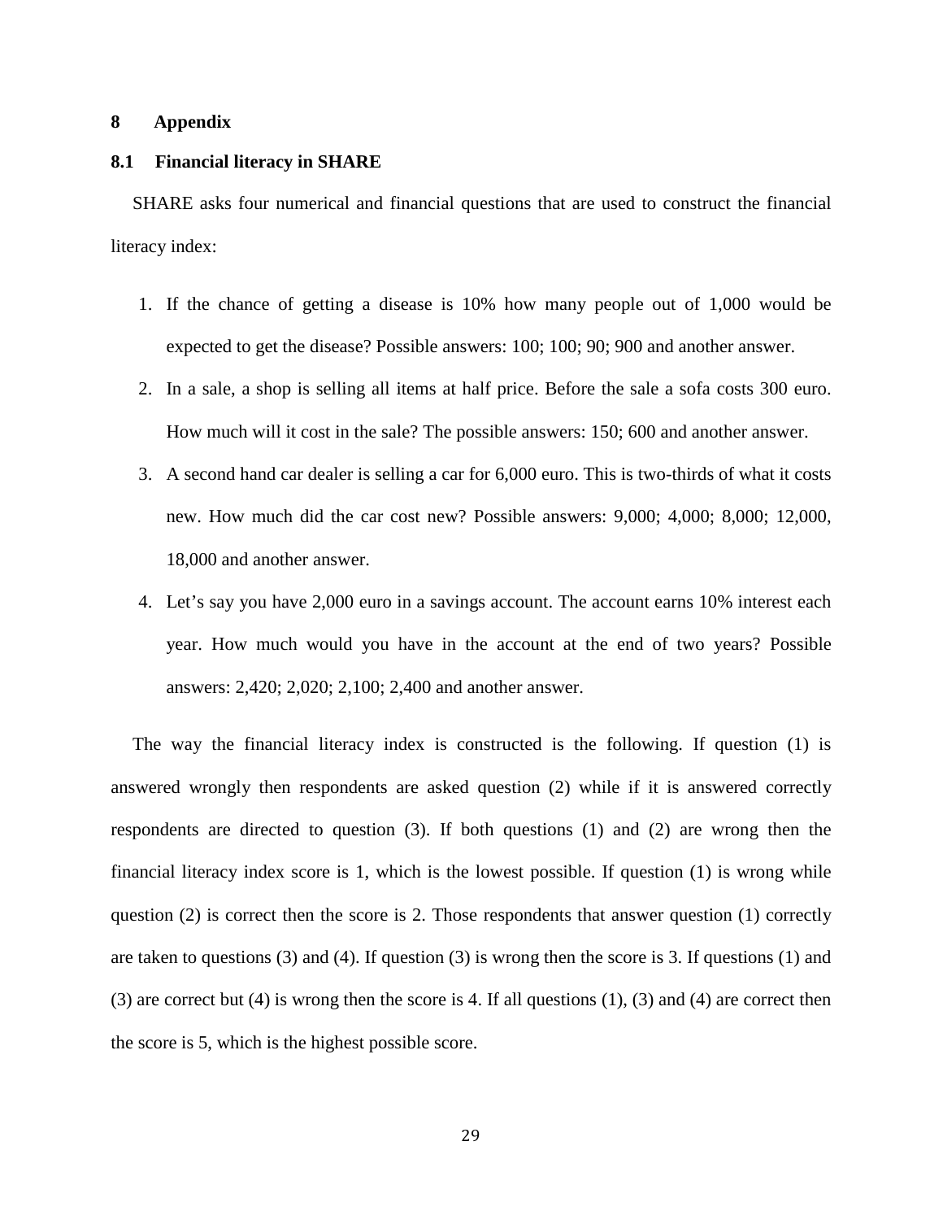# 8 Appendix

## 8.1 Financial literacy in SHARE

SHARE asks four numerical and financial questions that are used to construct the financial literacy index:

1. If the chance of getting a disease is 10% how many people out of 1,000 would be expected to get the disease? Possible answers: 100; 100; 90; 900 and another answer.
2. In a sale, a shop is selling all items at half price. Before the sale a sofa costs 300 euro. How much will it cost in the sale? The possible answers: 150; 600 and another answer.
3. A second hand car dealer is selling a car for 6,000 euro. This is two-thirds of what it costs new. How much did the car cost new? Possible answers: 9,000; 4,000; 8,000; 12,000, 18,000 and another answer.
4. Let's say you have 2,000 euro in a savings account. The account earns 10% interest each year. How much would you have in the account at the end of two years? Possible answers: 2,420; 2,020; 2,100; 2,400 and another answer.

The way the financial literacy index is constructed is the following. If question (1) is answered wrongly then respondents are asked question (2) while if it is answered correctly respondents are directed to question (3). If both questions (1) and (2) are wrong then the financial literacy index score is 1, which is the lowest possible. If question (1) is wrong while question (2) is correct then the score is 2. Those respondents that answer question (1) correctly are taken to questions (3) and (4). If question (3) is wrong then the score is 3. If questions (1) and (3) are correct but (4) is wrong then the score is 4. If all questions (1), (3) and (4) are correct then the score is 5, which is the highest possible score.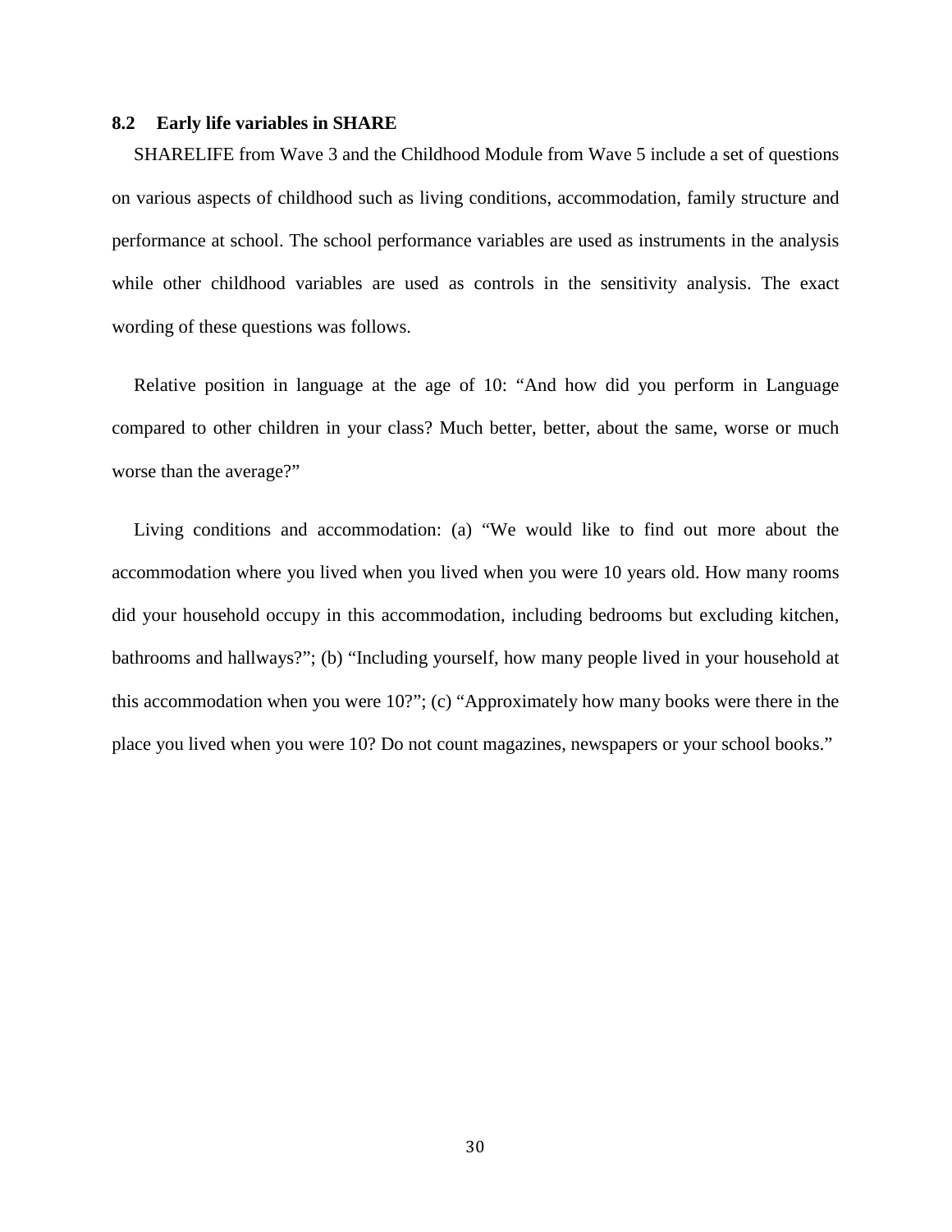### 8.2 Early life variables in SHARE

SHARELIFE from Wave 3 and the Childhood Module from Wave 5 include a set of questions on various aspects of childhood such as living conditions, accommodation, family structure and performance at school. The school performance variables are used as instruments in the analysis while other childhood variables are used as controls in the sensitivity analysis. The exact wording of these questions was follows.

Relative position in language at the age of 10: "And how did you perform in Language compared to other children in your class? Much better, better, about the same, worse or much worse than the average?"

Living conditions and accommodation: (a) "We would like to find out more about the accommodation where you lived when you lived when you were 10 years old. How many rooms did your household occupy in this accommodation, including bedrooms but excluding kitchen, bathrooms and hallways?"; (b) "Including yourself, how many people lived in your household at this accommodation when you were 10?"; (c) "Approximately how many books were there in the place you lived when you were 10? Do not count magazines, newspapers or your school books."